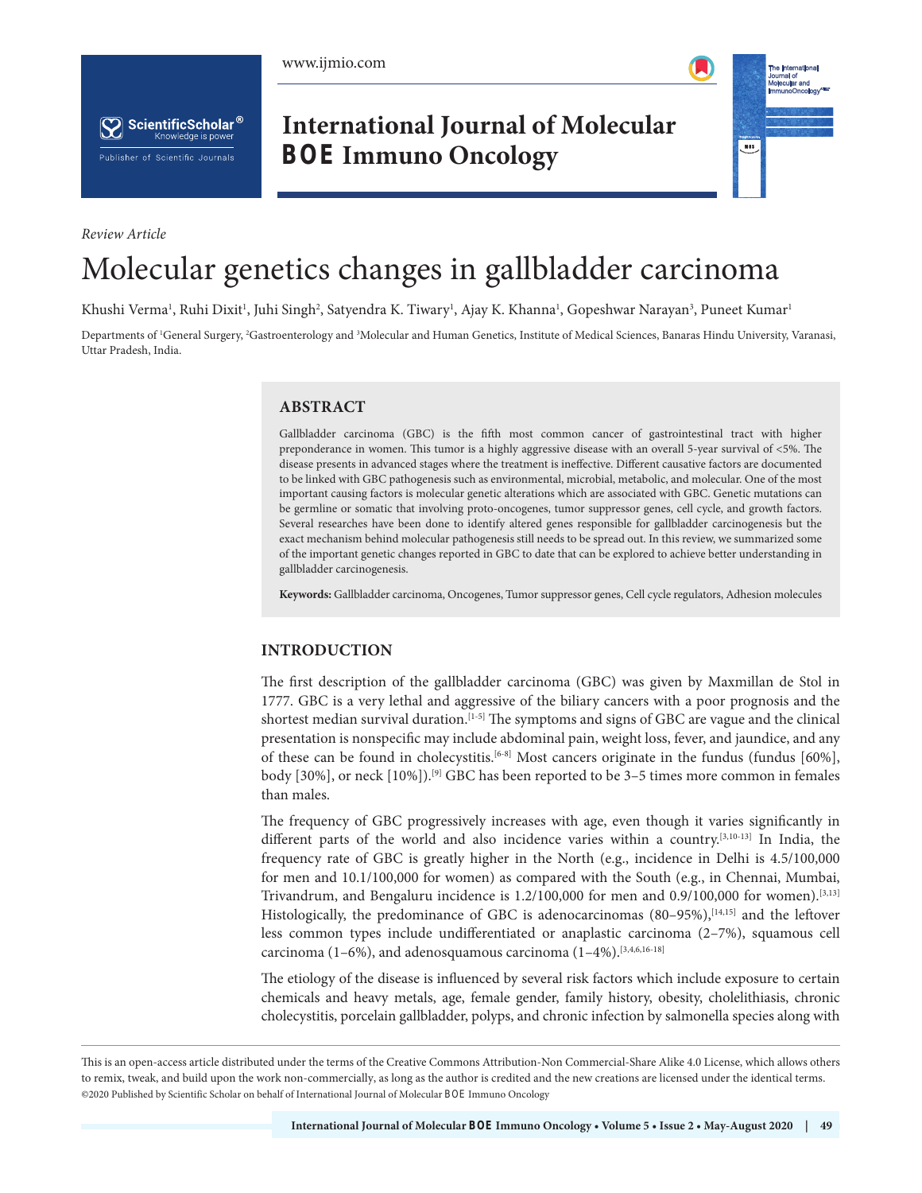*Review Article*

# Molecular genetics changes in gallbladder carcinoma

Khushi Verma[1], Ruhi Dixit[1], Juhi Singh[2], Satyendra K. Tiwary[1], Ajay K. Khanna[1], Gopeshwar Narayan[3], Puneet Kumar[1]

Departments of [1]General Surgery, [2]Gastroenterology and [3]Molecular and Human Genetics, Institute of Medical Sciences, Banaras Hindu University, Varanasi, Uttar Pradesh, India.

## ABSTRACT

Gallbladder carcinoma (GBC) is the fifth most common cancer of gastrointestinal tract with higher preponderance in women. This tumor is a highly aggressive disease with an overall 5-year survival of <5%. The disease presents in advanced stages where the treatment is ineffective. Different causative factors are documented to be linked with GBC pathogenesis such as environmental, microbial, metabolic, and molecular. One of the most important causing factors is molecular genetic alterations which are associated with GBC. Genetic mutations can be germline or somatic that involving proto-oncogenes, tumor suppressor genes, cell cycle, and growth factors. Several researches have been done to identify altered genes responsible for gallbladder carcinogenesis but the exact mechanism behind molecular pathogenesis still needs to be spread out. In this review, we summarized some of the important genetic changes reported in GBC to date that can be explored to achieve better understanding in gallbladder carcinogenesis.

**Keywords:** Gallbladder carcinoma, Oncogenes, Tumor suppressor genes, Cell cycle regulators, Adhesion molecules

## INTRODUCTION

The first description of the gallbladder carcinoma (GBC) was given by Maxmillan de Stol in 1777. GBC is a very lethal and aggressive of the biliary cancers with a poor prognosis and the shortest median survival duration.[1-5] The symptoms and signs of GBC are vague and the clinical presentation is nonspecific may include abdominal pain, weight loss, fever, and jaundice, and any of these can be found in cholecystitis.[6-8] Most cancers originate in the fundus (fundus [60%], body [30%], or neck [10%]).[9] GBC has been reported to be 3–5 times more common in females than males.

The frequency of GBC progressively increases with age, even though it varies significantly in different parts of the world and also incidence varies within a country.[3,10-13] In India, the frequency rate of GBC is greatly higher in the North (e.g., incidence in Delhi is 4.5/100,000 for men and 10.1/100,000 for women) as compared with the South (e.g., in Chennai, Mumbai, Trivandrum, and Bengaluru incidence is 1.2/100,000 for men and 0.9/100,000 for women).[3,13] Histologically, the predominance of GBC is adenocarcinomas (80–95%),[14,15] and the leftover less common types include undifferentiated or anaplastic carcinoma (2–7%), squamous cell carcinoma (1–6%), and adenosquamous carcinoma (1–4%).[3,4,6,16-18]

The etiology of the disease is influenced by several risk factors which include exposure to certain chemicals and heavy metals, age, female gender, family history, obesity, cholelithiasis, chronic cholecystitis, porcelain gallbladder, polyps, and chronic infection by salmonella species along with

This is an open-access article distributed under the terms of the Creative Commons Attribution-Non Commercial-Share Alike 4.0 License, which allows others to remix, tweak, and build upon the work non-commercially, as long as the author is credited and the new creations are licensed under the identical terms. ©2020 Published by Scientific Scholar on behalf of International Journal of Molecular BOE Immuno Oncology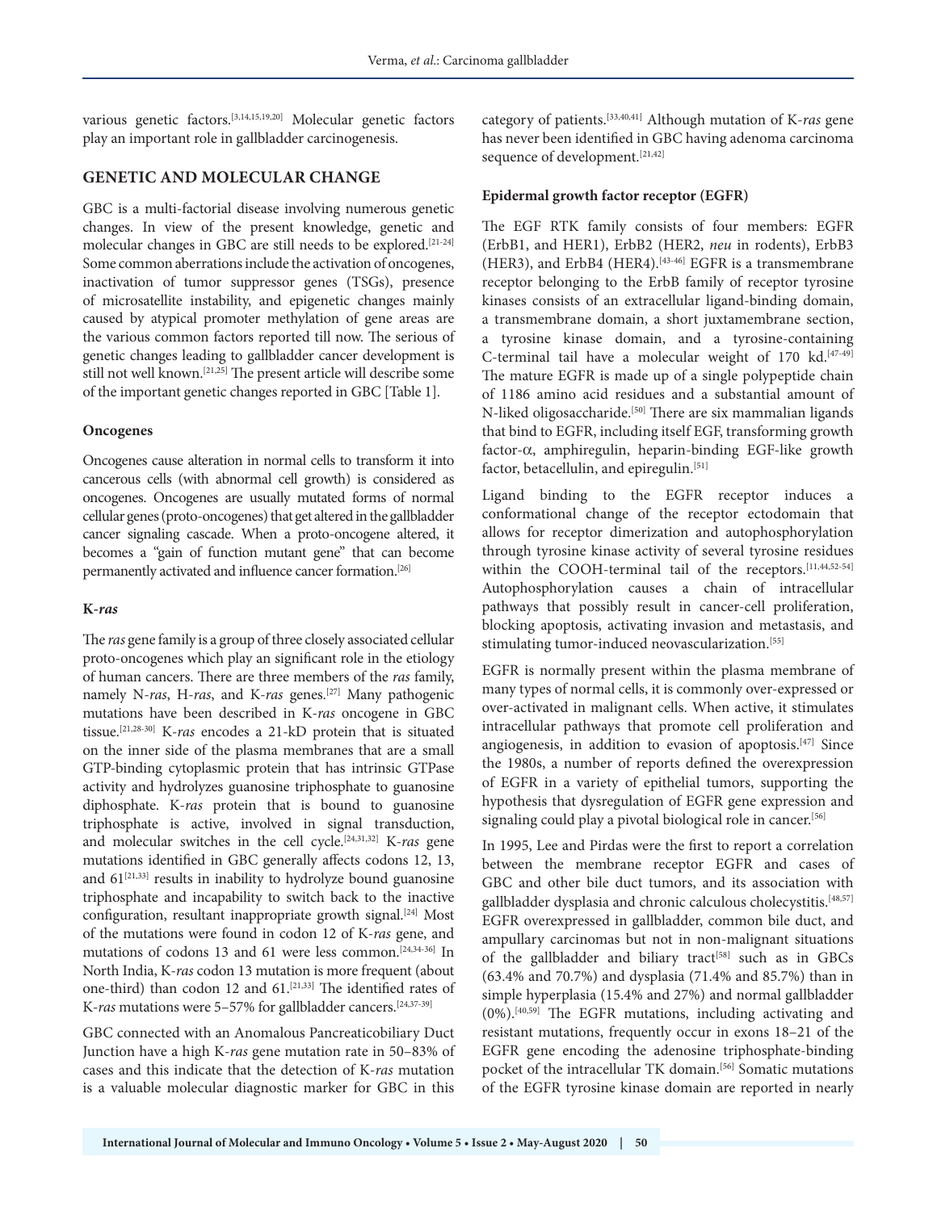various genetic factors.[3,14,15,19,20] Molecular genetic factors play an important role in gallbladder carcinogenesis.

## GENETIC AND MOLECULAR CHANGE

GBC is a multi-factorial disease involving numerous genetic changes. In view of the present knowledge, genetic and molecular changes in GBC are still needs to be explored.[21-24] Some common aberrations include the activation of oncogenes, inactivation of tumor suppressor genes (TSGs), presence of microsatellite instability, and epigenetic changes mainly caused by atypical promoter methylation of gene areas are the various common factors reported till now. The serious of genetic changes leading to gallbladder cancer development is still not well known.[21,25] The present article will describe some of the important genetic changes reported in GBC [Table 1].

### Oncogenes

Oncogenes cause alteration in normal cells to transform it into cancerous cells (with abnormal cell growth) is considered as oncogenes. Oncogenes are usually mutated forms of normal cellular genes (proto-oncogenes) that get altered in the gallbladder cancer signaling cascade. When a proto-oncogene altered, it becomes a "gain of function mutant gene" that can become permanently activated and influence cancer formation.[26]

### K-*ras*

The *ras* gene family is a group of three closely associated cellular proto-oncogenes which play an significant role in the etiology of human cancers. There are three members of the *ras* family, namely N-*ras*, H-*ras*, and K-*ras* genes.[27] Many pathogenic mutations have been described in K-*ras* oncogene in GBC tissue.[21,28-30] K-*ras* encodes a 21-kD protein that is situated on the inner side of the plasma membranes that are a small GTP-binding cytoplasmic protein that has intrinsic GTPase activity and hydrolyzes guanosine triphosphate to guanosine diphosphate. K-*ras* protein that is bound to guanosine triphosphate is active, involved in signal transduction, and molecular switches in the cell cycle.[24,31,32] K-*ras* gene mutations identified in GBC generally affects codons 12, 13, and 61[21,33] results in inability to hydrolyze bound guanosine triphosphate and incapability to switch back to the inactive configuration, resultant inappropriate growth signal.[24] Most of the mutations were found in codon 12 of K-*ras* gene, and mutations of codons 13 and 61 were less common.[24,34-36] In North India, K-*ras* codon 13 mutation is more frequent (about one-third) than codon 12 and 61.[21,33] The identified rates of K-*ras* mutations were 5–57% for gallbladder cancers.[24,37-39]

GBC connected with an Anomalous Pancreaticobiliary Duct Junction have a high K-*ras* gene mutation rate in 50–83% of cases and this indicate that the detection of K-*ras* mutation is a valuable molecular diagnostic marker for GBC in this category of patients.[33,40,41] Although mutation of K-*ras* gene has never been identified in GBC having adenoma carcinoma sequence of development.[21,42]

### Epidermal growth factor receptor (EGFR)

The EGF RTK family consists of four members: EGFR (ErbB1, and HER1), ErbB2 (HER2, *neu* in rodents), ErbB3 (HER3), and ErbB4 (HER4).[43-46] EGFR is a transmembrane receptor belonging to the ErbB family of receptor tyrosine kinases consists of an extracellular ligand-binding domain, a transmembrane domain, a short juxtamembrane section, a tyrosine kinase domain, and a tyrosine-containing C-terminal tail have a molecular weight of 170 kd.[47-49] The mature EGFR is made up of a single polypeptide chain of 1186 amino acid residues and a substantial amount of N-liked oligosaccharide.[50] There are six mammalian ligands that bind to EGFR, including itself EGF, transforming growth factor-α, amphiregulin, heparin-binding EGF-like growth factor, betacellulin, and epiregulin.[51]

Ligand binding to the EGFR receptor induces a conformational change of the receptor ectodomain that allows for receptor dimerization and autophosphorylation through tyrosine kinase activity of several tyrosine residues within the COOH-terminal tail of the receptors.[11,44,52-54] Autophosphorylation causes a chain of intracellular pathways that possibly result in cancer-cell proliferation, blocking apoptosis, activating invasion and metastasis, and stimulating tumor-induced neovascularization.[55]

EGFR is normally present within the plasma membrane of many types of normal cells, it is commonly over-expressed or over-activated in malignant cells. When active, it stimulates intracellular pathways that promote cell proliferation and angiogenesis, in addition to evasion of apoptosis.[47] Since the 1980s, a number of reports defined the overexpression of EGFR in a variety of epithelial tumors, supporting the hypothesis that dysregulation of EGFR gene expression and signaling could play a pivotal biological role in cancer.[56]

In 1995, Lee and Pirdas were the first to report a correlation between the membrane receptor EGFR and cases of GBC and other bile duct tumors, and its association with gallbladder dysplasia and chronic calculous cholecystitis.[48,57] EGFR overexpressed in gallbladder, common bile duct, and ampullary carcinomas but not in non-malignant situations of the gallbladder and biliary tract[58] such as in GBCs (63.4% and 70.7%) and dysplasia (71.4% and 85.7%) than in simple hyperplasia (15.4% and 27%) and normal gallbladder (0%).[40,59] The EGFR mutations, including activating and resistant mutations, frequently occur in exons 18–21 of the EGFR gene encoding the adenosine triphosphate-binding pocket of the intracellular TK domain.[56] Somatic mutations of the EGFR tyrosine kinase domain are reported in nearly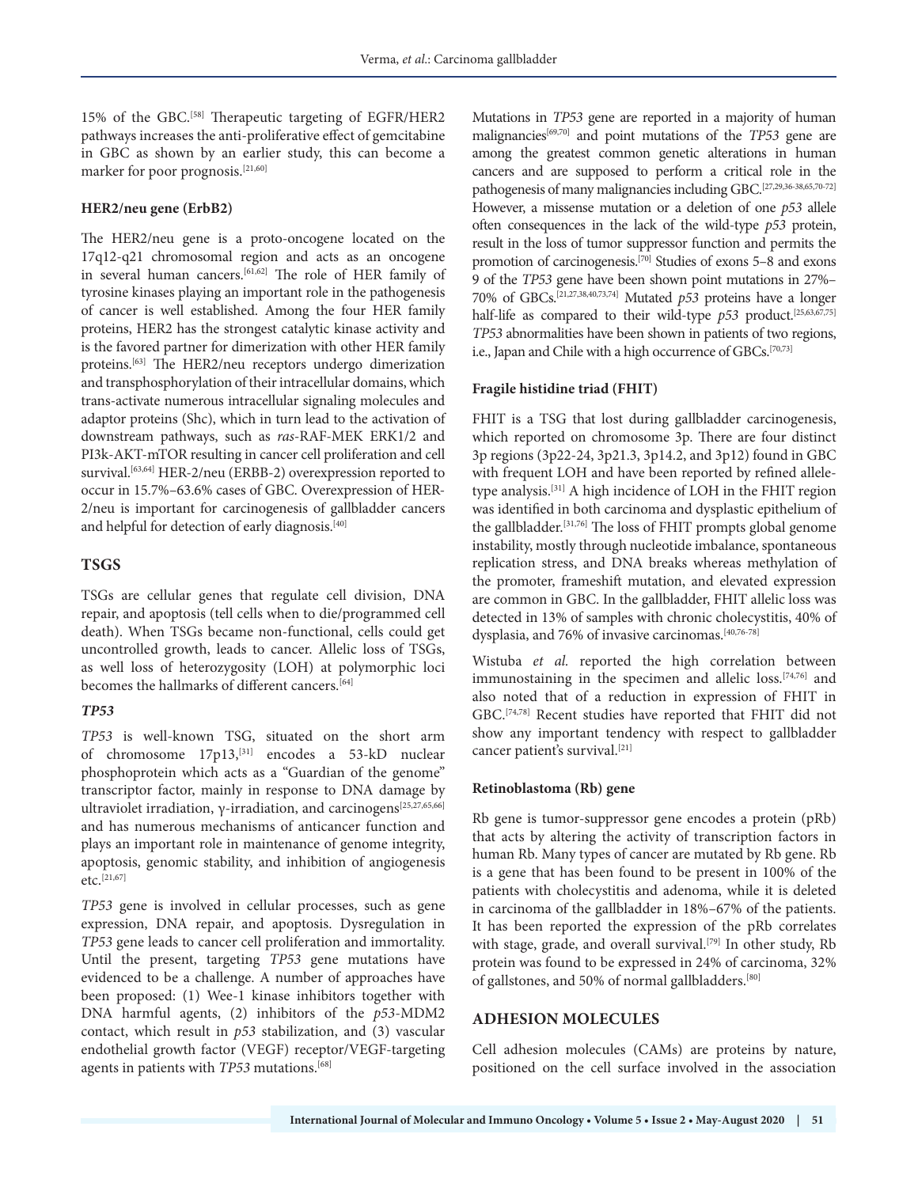15% of the GBC.[58] Therapeutic targeting of EGFR/HER2 pathways increases the anti-proliferative effect of gemcitabine in GBC as shown by an earlier study, this can become a marker for poor prognosis.[21,60]

### HER2/neu gene (ErbB2)

The HER2/neu gene is a proto-oncogene located on the 17q12-q21 chromosomal region and acts as an oncogene in several human cancers.[61,62] The role of HER family of tyrosine kinases playing an important role in the pathogenesis of cancer is well established. Among the four HER family proteins, HER2 has the strongest catalytic kinase activity and is the favored partner for dimerization with other HER family proteins.[63] The HER2/neu receptors undergo dimerization and transphosphorylation of their intracellular domains, which trans-activate numerous intracellular signaling molecules and adaptor proteins (Shc), which in turn lead to the activation of downstream pathways, such as *ras*-RAF-MEK ERK1/2 and PI3k-AKT-mTOR resulting in cancer cell proliferation and cell survival.[63,64] HER-2/neu (ERBB-2) overexpression reported to occur in 15.7%–63.6% cases of GBC. Overexpression of HER-2/neu is important for carcinogenesis of gallbladder cancers and helpful for detection of early diagnosis.[40]

## TSGS

TSGs are cellular genes that regulate cell division, DNA repair, and apoptosis (tell cells when to die/programmed cell death). When TSGs became non-functional, cells could get uncontrolled growth, leads to cancer. Allelic loss of TSGs, as well loss of heterozygosity (LOH) at polymorphic loci becomes the hallmarks of different cancers.[64]

### *TP53*

*TP53* is well-known TSG, situated on the short arm of chromosome 17p13,[31] encodes a 53-kD nuclear phosphoprotein which acts as a "Guardian of the genome" transcriptor factor, mainly in response to DNA damage by ultraviolet irradiation, γ-irradiation, and carcinogens[25,27,65,66] and has numerous mechanisms of anticancer function and plays an important role in maintenance of genome integrity, apoptosis, genomic stability, and inhibition of angiogenesis etc.[21,67]

*TP53* gene is involved in cellular processes, such as gene expression, DNA repair, and apoptosis. Dysregulation in *TP53* gene leads to cancer cell proliferation and immortality. Until the present, targeting *TP53* gene mutations have evidenced to be a challenge. A number of approaches have been proposed: (1) Wee-1 kinase inhibitors together with DNA harmful agents, (2) inhibitors of the *p53*-MDM2 contact, which result in *p53* stabilization, and (3) vascular endothelial growth factor (VEGF) receptor/VEGF-targeting agents in patients with *TP53* mutations.[68]

Mutations in *TP53* gene are reported in a majority of human malignancies[69,70] and point mutations of the *TP53* gene are among the greatest common genetic alterations in human cancers and are supposed to perform a critical role in the pathogenesis of many malignancies including GBC.[27,29,36-38,65,70-72] However, a missense mutation or a deletion of one *p53* allele often consequences in the lack of the wild-type *p53* protein, result in the loss of tumor suppressor function and permits the promotion of carcinogenesis.[70] Studies of exons 5–8 and exons 9 of the *TP53* gene have been shown point mutations in 27%–70% of GBCs.[21,27,38,40,73,74] Mutated *p53* proteins have a longer half-life as compared to their wild-type *p53* product.[25,63,67,75] *TP53* abnormalities have been shown in patients of two regions, i.e., Japan and Chile with a high occurrence of GBCs.[70,73]

### Fragile histidine triad (FHIT)

FHIT is a TSG that lost during gallbladder carcinogenesis, which reported on chromosome 3p. There are four distinct 3p regions (3p22-24, 3p21.3, 3p14.2, and 3p12) found in GBC with frequent LOH and have been reported by refined allele-type analysis.[31] A high incidence of LOH in the FHIT region was identified in both carcinoma and dysplastic epithelium of the gallbladder.[31,76] The loss of FHIT prompts global genome instability, mostly through nucleotide imbalance, spontaneous replication stress, and DNA breaks whereas methylation of the promoter, frameshift mutation, and elevated expression are common in GBC. In the gallbladder, FHIT allelic loss was detected in 13% of samples with chronic cholecystitis, 40% of dysplasia, and 76% of invasive carcinomas.[40,76-78]

Wistuba *et al.* reported the high correlation between immunostaining in the specimen and allelic loss.[74,76] and also noted that of a reduction in expression of FHIT in GBC.[74,78] Recent studies have reported that FHIT did not show any important tendency with respect to gallbladder cancer patient's survival.[21]

### Retinoblastoma (Rb) gene

Rb gene is tumor-suppressor gene encodes a protein (pRb) that acts by altering the activity of transcription factors in human Rb. Many types of cancer are mutated by Rb gene. Rb is a gene that has been found to be present in 100% of the patients with cholecystitis and adenoma, while it is deleted in carcinoma of the gallbladder in 18%–67% of the patients. It has been reported the expression of the pRb correlates with stage, grade, and overall survival.[79] In other study, Rb protein was found to be expressed in 24% of carcinoma, 32% of gallstones, and 50% of normal gallbladders.[80]

## ADHESION MOLECULES

Cell adhesion molecules (CAMs) are proteins by nature, positioned on the cell surface involved in the association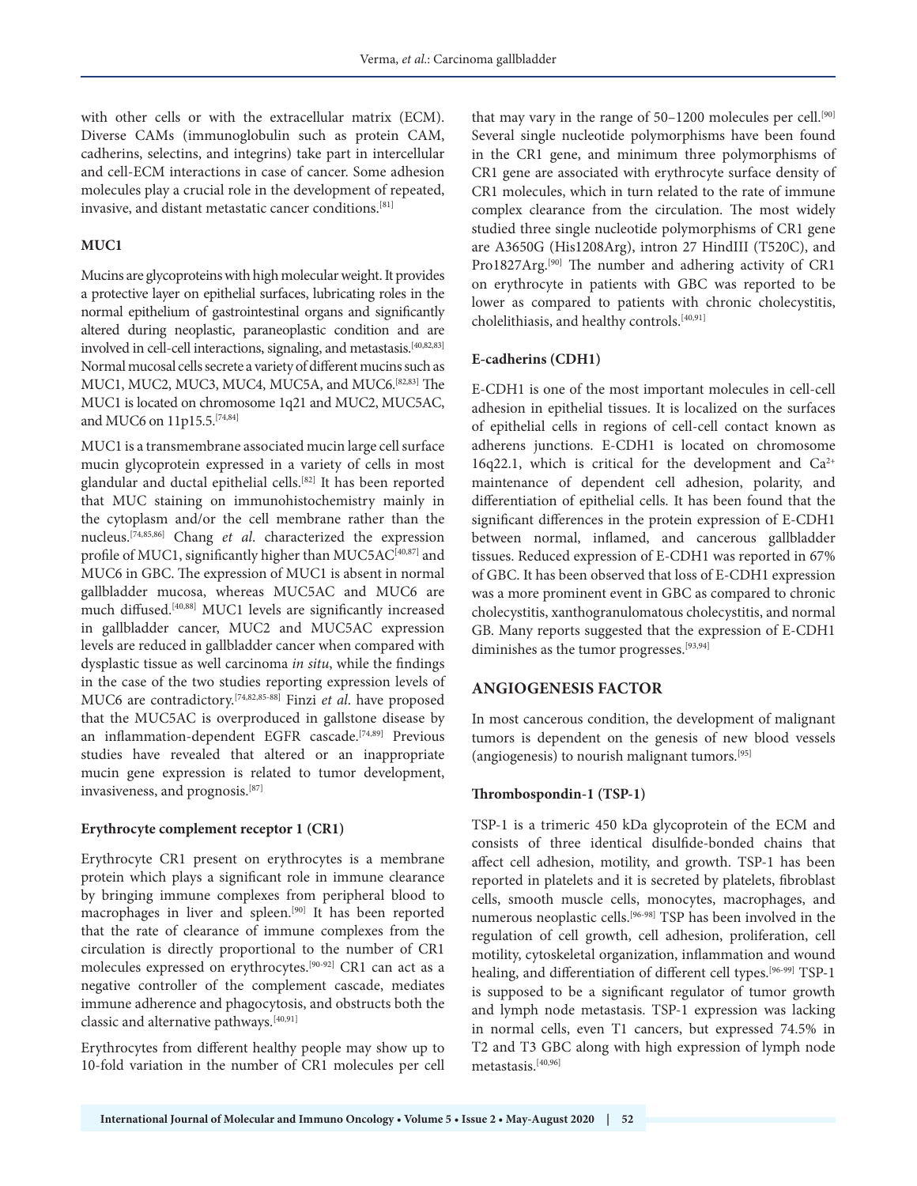with other cells or with the extracellular matrix (ECM). Diverse CAMs (immunoglobulin such as protein CAM, cadherins, selectins, and integrins) take part in intercellular and cell-ECM interactions in case of cancer. Some adhesion molecules play a crucial role in the development of repeated, invasive, and distant metastatic cancer conditions.[81]

### MUC1

Mucins are glycoproteins with high molecular weight. It provides a protective layer on epithelial surfaces, lubricating roles in the normal epithelium of gastrointestinal organs and significantly altered during neoplastic, paraneoplastic condition and are involved in cell-cell interactions, signaling, and metastasis.[40,82,83] Normal mucosal cells secrete a variety of different mucins such as MUC1, MUC2, MUC3, MUC4, MUC5A, and MUC6.[82,83] The MUC1 is located on chromosome 1q21 and MUC2, MUC5AC, and MUC6 on 11p15.5.[74,84]

MUC1 is a transmembrane associated mucin large cell surface mucin glycoprotein expressed in a variety of cells in most glandular and ductal epithelial cells.[82] It has been reported that MUC staining on immunohistochemistry mainly in the cytoplasm and/or the cell membrane rather than the nucleus.[74,85,86] Chang *et al*. characterized the expression profile of MUC1, significantly higher than MUC5AC[40,87] and MUC6 in GBC. The expression of MUC1 is absent in normal gallbladder mucosa, whereas MUC5AC and MUC6 are much diffused.[40,88] MUC1 levels are significantly increased in gallbladder cancer, MUC2 and MUC5AC expression levels are reduced in gallbladder cancer when compared with dysplastic tissue as well carcinoma *in situ*, while the findings in the case of the two studies reporting expression levels of MUC6 are contradictory.[74,82,85-88] Finzi *et al*. have proposed that the MUC5AC is overproduced in gallstone disease by an inflammation-dependent EGFR cascade.[74,89] Previous studies have revealed that altered or an inappropriate mucin gene expression is related to tumor development, invasiveness, and prognosis.[87]

### Erythrocyte complement receptor 1 (CR1)

Erythrocyte CR1 present on erythrocytes is a membrane protein which plays a significant role in immune clearance by bringing immune complexes from peripheral blood to macrophages in liver and spleen.[90] It has been reported that the rate of clearance of immune complexes from the circulation is directly proportional to the number of CR1 molecules expressed on erythrocytes.[90-92] CR1 can act as a negative controller of the complement cascade, mediates immune adherence and phagocytosis, and obstructs both the classic and alternative pathways.[40,91]

Erythrocytes from different healthy people may show up to 10-fold variation in the number of CR1 molecules per cell that may vary in the range of 50–1200 molecules per cell.[90] Several single nucleotide polymorphisms have been found in the CR1 gene, and minimum three polymorphisms of CR1 gene are associated with erythrocyte surface density of CR1 molecules, which in turn related to the rate of immune complex clearance from the circulation. The most widely studied three single nucleotide polymorphisms of CR1 gene are A3650G (His1208Arg), intron 27 HindIII (T520C), and Pro1827Arg.[90] The number and adhering activity of CR1 on erythrocyte in patients with GBC was reported to be lower as compared to patients with chronic cholecystitis, cholelithiasis, and healthy controls.[40,91]

### E-cadherins (CDH1)

E-CDH1 is one of the most important molecules in cell-cell adhesion in epithelial tissues. It is localized on the surfaces of epithelial cells in regions of cell-cell contact known as adherens junctions. E-CDH1 is located on chromosome 16q22.1, which is critical for the development and $Ca^{2+}$ maintenance of dependent cell adhesion, polarity, and differentiation of epithelial cells. It has been found that the significant differences in the protein expression of E-CDH1 between normal, inflamed, and cancerous gallbladder tissues. Reduced expression of E-CDH1 was reported in 67% of GBC. It has been observed that loss of E-CDH1 expression was a more prominent event in GBC as compared to chronic cholecystitis, xanthogranulomatous cholecystitis, and normal GB. Many reports suggested that the expression of E-CDH1 diminishes as the tumor progresses.[93,94]

## ANGIOGENESIS FACTOR

In most cancerous condition, the development of malignant tumors is dependent on the genesis of new blood vessels (angiogenesis) to nourish malignant tumors.[95]

### Thrombospondin-1 (TSP-1)

TSP-1 is a trimeric 450 kDa glycoprotein of the ECM and consists of three identical disulfide-bonded chains that affect cell adhesion, motility, and growth. TSP-1 has been reported in platelets and it is secreted by platelets, fibroblast cells, smooth muscle cells, monocytes, macrophages, and numerous neoplastic cells.[96-98] TSP has been involved in the regulation of cell growth, cell adhesion, proliferation, cell motility, cytoskeletal organization, inflammation and wound healing, and differentiation of different cell types.[96-99] TSP-1 is supposed to be a significant regulator of tumor growth and lymph node metastasis. TSP-1 expression was lacking in normal cells, even T1 cancers, but expressed 74.5% in T2 and T3 GBC along with high expression of lymph node metastasis.[40,96]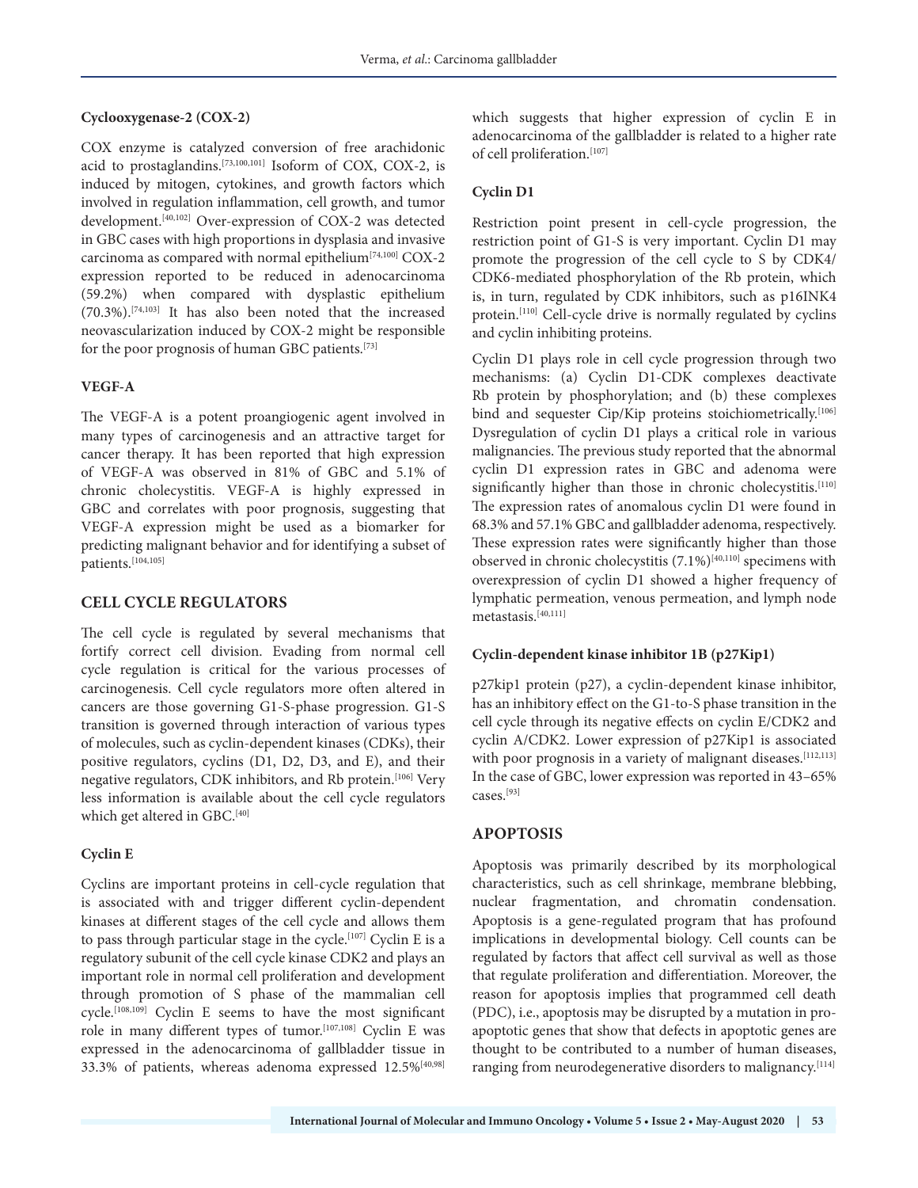### Cyclooxygenase-2 (COX-2)

COX enzyme is catalyzed conversion of free arachidonic acid to prostaglandins.[73,100,101] Isoform of COX, COX-2, is induced by mitogen, cytokines, and growth factors which involved in regulation inflammation, cell growth, and tumor development.[40,102] Over-expression of COX-2 was detected in GBC cases with high proportions in dysplasia and invasive carcinoma as compared with normal epithelium[74,100] COX-2 expression reported to be reduced in adenocarcinoma (59.2%) when compared with dysplastic epithelium (70.3%).[74,103] It has also been noted that the increased neovascularization induced by COX-2 might be responsible for the poor prognosis of human GBC patients.[73]

### VEGF-A

The VEGF-A is a potent proangiogenic agent involved in many types of carcinogenesis and an attractive target for cancer therapy. It has been reported that high expression of VEGF-A was observed in 81% of GBC and 5.1% of chronic cholecystitis. VEGF-A is highly expressed in GBC and correlates with poor prognosis, suggesting that VEGF-A expression might be used as a biomarker for predicting malignant behavior and for identifying a subset of patients.[104,105]

## CELL CYCLE REGULATORS

The cell cycle is regulated by several mechanisms that fortify correct cell division. Evading from normal cell cycle regulation is critical for the various processes of carcinogenesis. Cell cycle regulators more often altered in cancers are those governing G1-S-phase progression. G1-S transition is governed through interaction of various types of molecules, such as cyclin-dependent kinases (CDKs), their positive regulators, cyclins (D1, D2, D3, and E), and their negative regulators, CDK inhibitors, and Rb protein.[106] Very less information is available about the cell cycle regulators which get altered in GBC.[40]

### Cyclin E

Cyclins are important proteins in cell-cycle regulation that is associated with and trigger different cyclin-dependent kinases at different stages of the cell cycle and allows them to pass through particular stage in the cycle.[107] Cyclin E is a regulatory subunit of the cell cycle kinase CDK2 and plays an important role in normal cell proliferation and development through promotion of S phase of the mammalian cell cycle.[108,109] Cyclin E seems to have the most significant role in many different types of tumor.[107,108] Cyclin E was expressed in the adenocarcinoma of gallbladder tissue in 33.3% of patients, whereas adenoma expressed 12.5%[40,98] which suggests that higher expression of cyclin E in adenocarcinoma of the gallbladder is related to a higher rate of cell proliferation.[107]

### Cyclin D1

Restriction point present in cell-cycle progression, the restriction point of G1-S is very important. Cyclin D1 may promote the progression of the cell cycle to S by CDK4/CDK6-mediated phosphorylation of the Rb protein, which is, in turn, regulated by CDK inhibitors, such as p16INK4 protein.[110] Cell-cycle drive is normally regulated by cyclins and cyclin inhibiting proteins.

Cyclin D1 plays role in cell cycle progression through two mechanisms: (a) Cyclin D1-CDK complexes deactivate Rb protein by phosphorylation; and (b) these complexes bind and sequester Cip/Kip proteins stoichiometrically.[106] Dysregulation of cyclin D1 plays a critical role in various malignancies. The previous study reported that the abnormal cyclin D1 expression rates in GBC and adenoma were significantly higher than those in chronic cholecystitis.[110] The expression rates of anomalous cyclin D1 were found in 68.3% and 57.1% GBC and gallbladder adenoma, respectively. These expression rates were significantly higher than those observed in chronic cholecystitis (7.1%)[40,110] specimens with overexpression of cyclin D1 showed a higher frequency of lymphatic permeation, venous permeation, and lymph node metastasis.[40,111]

### Cyclin-dependent kinase inhibitor 1B (p27Kip1)

p27kip1 protein (p27), a cyclin-dependent kinase inhibitor, has an inhibitory effect on the G1-to-S phase transition in the cell cycle through its negative effects on cyclin E/CDK2 and cyclin A/CDK2. Lower expression of p27Kip1 is associated with poor prognosis in a variety of malignant diseases.[112,113] In the case of GBC, lower expression was reported in 43–65% cases.[93]

## APOPTOSIS

Apoptosis was primarily described by its morphological characteristics, such as cell shrinkage, membrane blebbing, nuclear fragmentation, and chromatin condensation. Apoptosis is a gene-regulated program that has profound implications in developmental biology. Cell counts can be regulated by factors that affect cell survival as well as those that regulate proliferation and differentiation. Moreover, the reason for apoptosis implies that programmed cell death (PDC), i.e., apoptosis may be disrupted by a mutation in pro-apoptotic genes that show that defects in apoptotic genes are thought to be contributed to a number of human diseases, ranging from neurodegenerative disorders to malignancy.[114]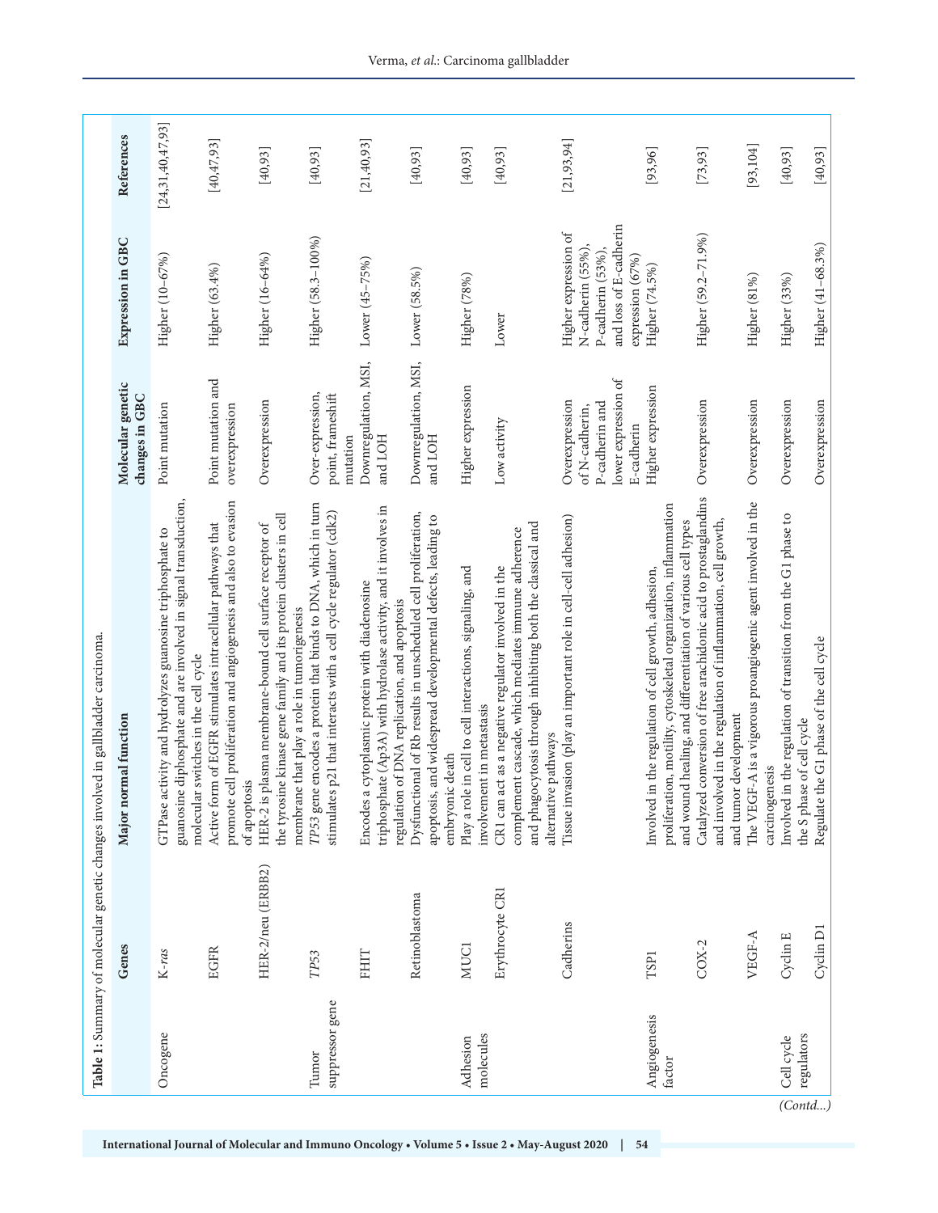**Table 1:** Summary of molecular genetic changes involved in gallbladder carcinoma.

| | Genes | Major normal function | Molecular genetic changes in GBC | Expression in GBC | References |
|---|---|---|---|---|---|
| Oncogene | K-*ras* | GTPase activity and hydrolyzes guanosine triphosphate to guanosine diphosphate and are involved in signal transduction, molecular switches in the cell cycle | Point mutation | Higher (10–67%) | [24,31,40,47,93] |
| | EGFR | Active form of EGFR stimulates intracellular pathways that promote cell proliferation and angiogenesis and also to evasion of apoptosis | Point mutation and overexpression | Higher (63.4%) | [40,47,93] |
| | HER-2/neu (ERBB2) | HER-2 is plasma membrane-bound cell surface receptor of the tyrosine kinase gene family and its protein clusters in cell membrane that play a role in tumorigenesis | Overexpression | Higher (16–64%) | [40,93] |
| Tumor suppressor gene | *TP53* | *TP53* gene encodes a protein that binds to DNA, which in turn stimulates p21 that interacts with a cell cycle regulator (cdk2) | Over-expression, point, frameshift mutation | Higher (58.3–100%) | [40,93] |
| | FHIT | Encodes a cytoplasmic protein with diadenosine triphosphate (Ap3A) with hydrolase activity, and it involves in regulation of DNA replication, and apoptosis | Downregulation, MSI, and LOH | Lower (45–75%) | [21,40,93] |
| | Retinoblastoma | Dysfunctional of Rb results in unscheduled cell proliferation, apoptosis, and widespread developmental defects, leading to embryonic death | Downregulation, MSI, and LOH | Lower (58.5%) | [40,93] |
| Adhesion molecules | MUC1 | Play a role in cell to cell interactions, signaling, and involvement in metastasis | Higher expression | Higher (78%) | [40,93] |
| | Erythrocyte CR1 | CR1 can act as a negative regulator involved in the complement cascade, which mediates immune adherence and phagocytosis through inhibiting both the classical and alternative pathways | Low activity | Lower | [40,93] |
| | Cadherins | Tissue invasion (play an important role in cell-cell adhesion) | Overexpression of N-cadherin, P-cadherin and lower expression of E-cadherin | Higher expression of N-cadherin (55%), P-cadherin (53%), and loss of E-cadherin expression (67%) | [21,93,94] |
| Angiogenesis factor | TSP1 | Involved in the regulation of cell growth, adhesion, proliferation, motility, cytoskeletal organization, inflammation and wound healing, and differentiation of various cell types | Higher expression | Higher (74.5%) | [93,96] |
| | COX-2 | Catalyzed conversion of free arachidonic acid to prostaglandins and involved in the regulation of inflammation, cell growth, and tumor development | Overexpression | Higher (59.2–71.9%) | [73,93] |
| | VEGF-A | The VEGF-A is a vigorous proangiogenic agent involved in the carcinogenesis | Overexpression | Higher (81%) | [93,104] |
| Cell cycle regulators | Cyclin E | Involved in the regulation of transition from the G1 phase to the S phase of cell cycle | Overexpression | Higher (33%) | [40,93] |
| | Cyclin D1 | Regulate the G1 phase of the cell cycle | Overexpression | Higher (41–68.3%) | [40,93] |

*(Contd...)*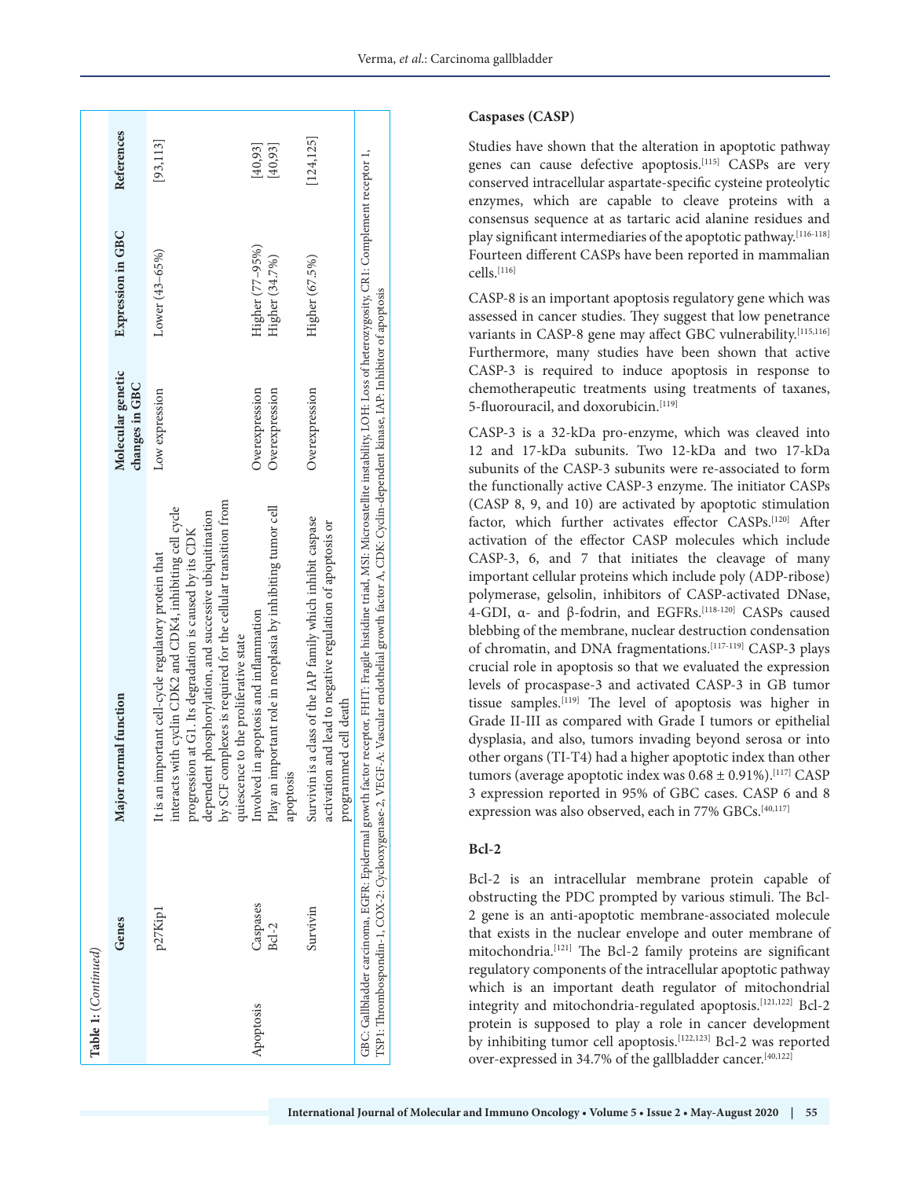**Table 1:** (*Continued*)

| | Genes | Major normal function | Molecular genetic changes in GBC | Expression in GBC | References |
|---|---|---|---|---|---|
| | p27Kip1 | It is an important cell-cycle regulatory protein that interacts with cyclin CDK2 and CDK4, inhibiting cell cycle progression at G1. Its degradation is caused by its CDK dependent phosphorylation, and successive ubiquitination by SCF complexes is required for the cellular transition from quiescence to the proliferative state | Low expression | Lower (43–65%) | [93,113] |
| Apoptosis | Caspases | Involved in apoptosis and inflammation | Overexpression | Higher (77–95%) | [40,93] |
| | Bcl-2 | Play an important role in neoplasia by inhibiting tumor cell apoptosis | Overexpression | Higher (34.7%) | [40,93] |
| | Survivin | Survivin is a class of the IAP family which inhibit caspase activation and lead to negative regulation of apoptosis or programmed cell death | Overexpression | Higher (67.5%) | [124,125] |

GBC: Gallbladder carcinoma, EGFR: Epidermal growth factor receptor, FHIT: Fragile histidine triad, MSI: Microsatellite instability, LOH: Loss of heterozygosity, CR1: Complement receptor 1, TSP1: Thrombospondin-1, COX-2: Cyclooxygenase-2, VEGF-A: Vascular endothelial growth factor A, CDK: Cyclin-dependent kinase, IAP: Inhibitor of apoptosis

### Caspases (CASP)

Studies have shown that the alteration in apoptotic pathway genes can cause defective apoptosis.[115] CASPs are very conserved intracellular aspartate-specific cysteine proteolytic enzymes, which are capable to cleave proteins with a consensus sequence at as tartaric acid alanine residues and play significant intermediaries of the apoptotic pathway.[116-118] Fourteen different CASPs have been reported in mammalian cells.[116]

CASP-8 is an important apoptosis regulatory gene which was assessed in cancer studies. They suggest that low penetrance variants in CASP-8 gene may affect GBC vulnerability.[115,116] Furthermore, many studies have been shown that active CASP-3 is required to induce apoptosis in response to chemotherapeutic treatments using treatments of taxanes, 5-fluorouracil, and doxorubicin.[119]

CASP-3 is a 32-kDa pro-enzyme, which was cleaved into 12 and 17-kDa subunits. Two 12-kDa and two 17-kDa subunits of the CASP-3 subunits were re-associated to form the functionally active CASP-3 enzyme. The initiator CASPs (CASP 8, 9, and 10) are activated by apoptotic stimulation factor, which further activates effector CASPs.[120] After activation of the effector CASP molecules which include CASP-3, 6, and 7 that initiates the cleavage of many important cellular proteins which include poly (ADP-ribose) polymerase, gelsolin, inhibitors of CASP-activated DNase, 4-GDI, α- and β-fodrin, and EGFRs.[118-120] CASPs caused blebbing of the membrane, nuclear destruction condensation of chromatin, and DNA fragmentations.[117-119] CASP-3 plays crucial role in apoptosis so that we evaluated the expression levels of procaspase-3 and activated CASP-3 in GB tumor tissue samples.[119] The level of apoptosis was higher in Grade II-III as compared with Grade I tumors or epithelial dysplasia, and also, tumors invading beyond serosa or into other organs (TI-T4) had a higher apoptotic index than other tumors (average apoptotic index was 0.68 ± 0.91%).[117] CASP 3 expression reported in 95% of GBC cases. CASP 6 and 8 expression was also observed, each in 77% GBCs.[40,117]

### Bcl-2

Bcl-2 is an intracellular membrane protein capable of obstructing the PDC prompted by various stimuli. The Bcl-2 gene is an anti-apoptotic membrane-associated molecule that exists in the nuclear envelope and outer membrane of mitochondria.[121] The Bcl-2 family proteins are significant regulatory components of the intracellular apoptotic pathway which is an important death regulator of mitochondrial integrity and mitochondria-regulated apoptosis.[121,122] Bcl-2 protein is supposed to play a role in cancer development by inhibiting tumor cell apoptosis.[122,123] Bcl-2 was reported over-expressed in 34.7% of the gallbladder cancer.[40,122]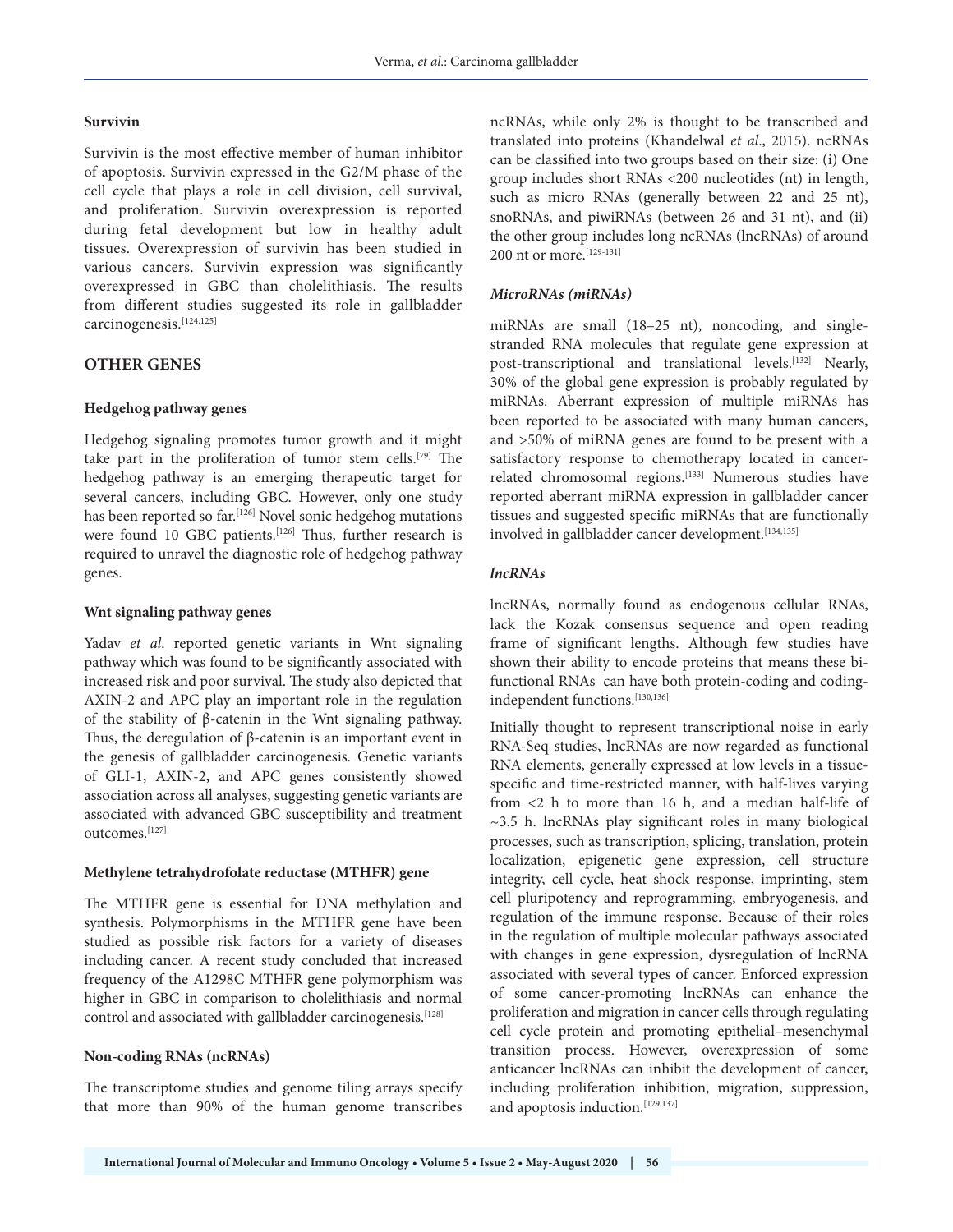### Survivin

Survivin is the most effective member of human inhibitor of apoptosis. Survivin expressed in the G2/M phase of the cell cycle that plays a role in cell division, cell survival, and proliferation. Survivin overexpression is reported during fetal development but low in healthy adult tissues. Overexpression of survivin has been studied in various cancers. Survivin expression was significantly overexpressed in GBC than cholelithiasis. The results from different studies suggested its role in gallbladder carcinogenesis.[124,125]

## OTHER GENES

### Hedgehog pathway genes

Hedgehog signaling promotes tumor growth and it might take part in the proliferation of tumor stem cells.[79] The hedgehog pathway is an emerging therapeutic target for several cancers, including GBC. However, only one study has been reported so far.[126] Novel sonic hedgehog mutations were found 10 GBC patients.[126] Thus, further research is required to unravel the diagnostic role of hedgehog pathway genes.

### Wnt signaling pathway genes

Yadav *et al*. reported genetic variants in Wnt signaling pathway which was found to be significantly associated with increased risk and poor survival. The study also depicted that AXIN-2 and APC play an important role in the regulation of the stability of β-catenin in the Wnt signaling pathway. Thus, the deregulation of β-catenin is an important event in the genesis of gallbladder carcinogenesis. Genetic variants of GLI-1, AXIN-2, and APC genes consistently showed association across all analyses, suggesting genetic variants are associated with advanced GBC susceptibility and treatment outcomes.[127]

### Methylene tetrahydrofolate reductase (MTHFR) gene

The MTHFR gene is essential for DNA methylation and synthesis. Polymorphisms in the MTHFR gene have been studied as possible risk factors for a variety of diseases including cancer. A recent study concluded that increased frequency of the A1298C MTHFR gene polymorphism was higher in GBC in comparison to cholelithiasis and normal control and associated with gallbladder carcinogenesis.[128]

### Non-coding RNAs (ncRNAs)

The transcriptome studies and genome tiling arrays specify that more than 90% of the human genome transcribes ncRNAs, while only 2% is thought to be transcribed and translated into proteins (Khandelwal *et al*., 2015). ncRNAs can be classified into two groups based on their size: (i) One group includes short RNAs <200 nucleotides (nt) in length, such as micro RNAs (generally between 22 and 25 nt), snoRNAs, and piwiRNAs (between 26 and 31 nt), and (ii) the other group includes long ncRNAs (lncRNAs) of around 200 nt or more.[129-131]

#### *MicroRNAs (miRNAs)*

miRNAs are small (18–25 nt), noncoding, and single-stranded RNA molecules that regulate gene expression at post-transcriptional and translational levels.[132] Nearly, 30% of the global gene expression is probably regulated by miRNAs. Aberrant expression of multiple miRNAs has been reported to be associated with many human cancers, and >50% of miRNA genes are found to be present with a satisfactory response to chemotherapy located in cancer-related chromosomal regions.[133] Numerous studies have reported aberrant miRNA expression in gallbladder cancer tissues and suggested specific miRNAs that are functionally involved in gallbladder cancer development.[134,135]

#### *lncRNAs*

lncRNAs, normally found as endogenous cellular RNAs, lack the Kozak consensus sequence and open reading frame of significant lengths. Although few studies have shown their ability to encode proteins that means these bi-functional RNAs can have both protein-coding and coding-independent functions.[130,136]

Initially thought to represent transcriptional noise in early RNA-Seq studies, lncRNAs are now regarded as functional RNA elements, generally expressed at low levels in a tissue-specific and time-restricted manner, with half-lives varying from <2 h to more than 16 h, and a median half-life of ~3.5 h. lncRNAs play significant roles in many biological processes, such as transcription, splicing, translation, protein localization, epigenetic gene expression, cell structure integrity, cell cycle, heat shock response, imprinting, stem cell pluripotency and reprogramming, embryogenesis, and regulation of the immune response. Because of their roles in the regulation of multiple molecular pathways associated with changes in gene expression, dysregulation of lncRNA associated with several types of cancer. Enforced expression of some cancer-promoting lncRNAs can enhance the proliferation and migration in cancer cells through regulating cell cycle protein and promoting epithelial–mesenchymal transition process. However, overexpression of some anticancer lncRNAs can inhibit the development of cancer, including proliferation inhibition, migration, suppression, and apoptosis induction.[129,137]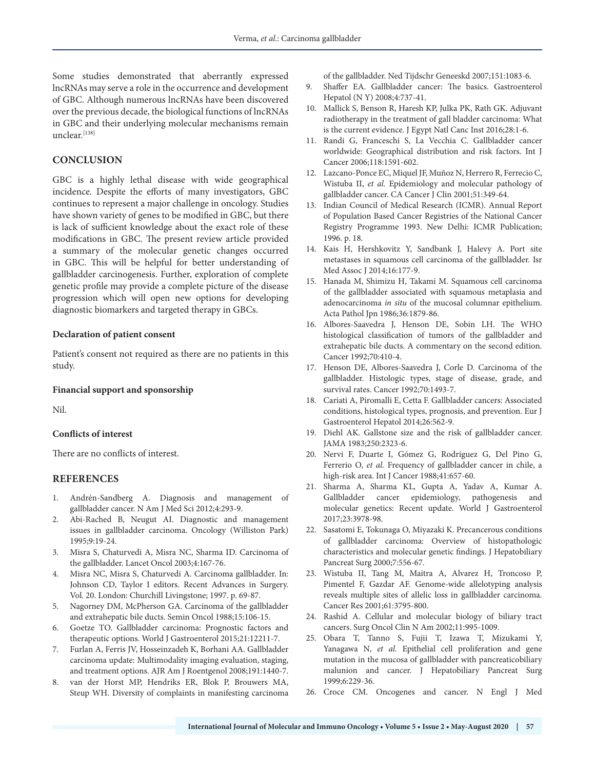Some studies demonstrated that aberrantly expressed lncRNAs may serve a role in the occurrence and development of GBC. Although numerous lncRNAs have been discovered over the previous decade, the biological functions of lncRNAs in GBC and their underlying molecular mechanisms remain unclear.[138]

## CONCLUSION

GBC is a highly lethal disease with wide geographical incidence. Despite the efforts of many investigators, GBC continues to represent a major challenge in oncology. Studies have shown variety of genes to be modified in GBC, but there is lack of sufficient knowledge about the exact role of these modifications in GBC. The present review article provided a summary of the molecular genetic changes occurred in GBC. This will be helpful for better understanding of gallbladder carcinogenesis. Further, exploration of complete genetic profile may provide a complete picture of the disease progression which will open new options for developing diagnostic biomarkers and targeted therapy in GBCs.

### Declaration of patient consent

Patient's consent not required as there are no patients in this study.

### Financial support and sponsorship

Nil.

### Conflicts of interest

There are no conflicts of interest.

## REFERENCES

1. Andrén-Sandberg A. Diagnosis and management of gallbladder cancer. N Am J Med Sci 2012;4:293-9.
2. Abi-Rached B, Neugut AI. Diagnostic and management issues in gallbladder carcinoma. Oncology (Williston Park) 1995;9:19-24.
3. Misra S, Chaturvedi A, Misra NC, Sharma ID. Carcinoma of the gallbladder. Lancet Oncol 2003;4:167-76.
4. Misra NC, Misra S, Chaturvedi A. Carcinoma gallbladder. In: Johnson CD, Taylor I editors. Recent Advances in Surgery. Vol. 20. London: Churchill Livingstone; 1997. p. 69-87.
5. Nagorney DM, McPherson GA. Carcinoma of the gallbladder and extrahepatic bile ducts. Semin Oncol 1988;15:106-15.
6. Goetze TO. Gallbladder carcinoma: Prognostic factors and therapeutic options. World J Gastroenterol 2015;21:12211-7.
7. Furlan A, Ferris JV, Hosseinzadeh K, Borhani AA. Gallbladder carcinoma update: Multimodality imaging evaluation, staging, and treatment options. AJR Am J Roentgenol 2008;191:1440-7.
8. van der Horst MP, Hendriks ER, Blok P, Brouwers MA, Steup WH. Diversity of complaints in manifesting carcinoma of the gallbladder. Ned Tijdschr Geneeskd 2007;151:1083-6.
9. Shaffer EA. Gallbladder cancer: The basics. Gastroenterol Hepatol (N Y) 2008;4:737-41.
10. Mallick S, Benson R, Haresh KP, Julka PK, Rath GK. Adjuvant radiotherapy in the treatment of gall bladder carcinoma: What is the current evidence. J Egypt Natl Canc Inst 2016;28:1-6.
11. Randi G, Franceschi S, La Vecchia C. Gallbladder cancer worldwide: Geographical distribution and risk factors. Int J Cancer 2006;118:1591-602.
12. Lazcano-Ponce EC, Miquel JF, Muñoz N, Herrero R, Ferrecio C, Wistuba II, *et al.* Epidemiology and molecular pathology of gallbladder cancer. CA Cancer J Clin 2001;51:349-64.
13. Indian Council of Medical Research (ICMR). Annual Report of Population Based Cancer Registries of the National Cancer Registry Programme 1993. New Delhi: ICMR Publication; 1996. p. 18.
14. Kais H, Hershkovitz Y, Sandbank J, Halevy A. Port site metastases in squamous cell carcinoma of the gallbladder. Isr Med Assoc J 2014;16:177-9.
15. Hanada M, Shimizu H, Takami M. Squamous cell carcinoma of the gallbladder associated with squamous metaplasia and adenocarcinoma *in situ* of the mucosal columnar epithelium. Acta Pathol Jpn 1986;36:1879-86.
16. Albores-Saavedra J, Henson DE, Sobin LH. The WHO histological classification of tumors of the gallbladder and extrahepatic bile ducts. A commentary on the second edition. Cancer 1992;70:410-4.
17. Henson DE, Albores-Saavedra J, Corle D. Carcinoma of the gallbladder. Histologic types, stage of disease, grade, and survival rates. Cancer 1992;70:1493-7.
18. Cariati A, Piromalli E, Cetta F. Gallbladder cancers: Associated conditions, histological types, prognosis, and prevention. Eur J Gastroenterol Hepatol 2014;26:562-9.
19. Diehl AK. Gallstone size and the risk of gallbladder cancer. JAMA 1983;250:2323-6.
20. Nervi F, Duarte I, Gómez G, Rodríguez G, Del Pino G, Ferrerio O, *et al.* Frequency of gallbladder cancer in chile, a high-risk area. Int J Cancer 1988;41:657-60.
21. Sharma A, Sharma KL, Gupta A, Yadav A, Kumar A. Gallbladder cancer epidemiology, pathogenesis and molecular genetics: Recent update. World J Gastroenterol 2017;23:3978-98.
22. Sasatomi E, Tokunaga O, Miyazaki K. Precancerous conditions of gallbladder carcinoma: Overview of histopathologic characteristics and molecular genetic findings. J Hepatobiliary Pancreat Surg 2000;7:556-67.
23. Wistuba II, Tang M, Maitra A, Alvarez H, Troncoso P, Pimentel F, Gazdar AF. Genome-wide allelotyping analysis reveals multiple sites of allelic loss in gallbladder carcinoma. Cancer Res 2001;61:3795-800.
24. Rashid A. Cellular and molecular biology of biliary tract cancers. Surg Oncol Clin N Am 2002;11:995-1009.
25. Obara T, Tanno S, Fujii T, Izawa T, Mizukami Y, Yanagawa N, *et al.* Epithelial cell proliferation and gene mutation in the mucosa of gallbladder with pancreaticobiliary malunion and cancer. J Hepatobiliary Pancreat Surg 1999;6:229-36.
26. Croce CM. Oncogenes and cancer. N Engl J Med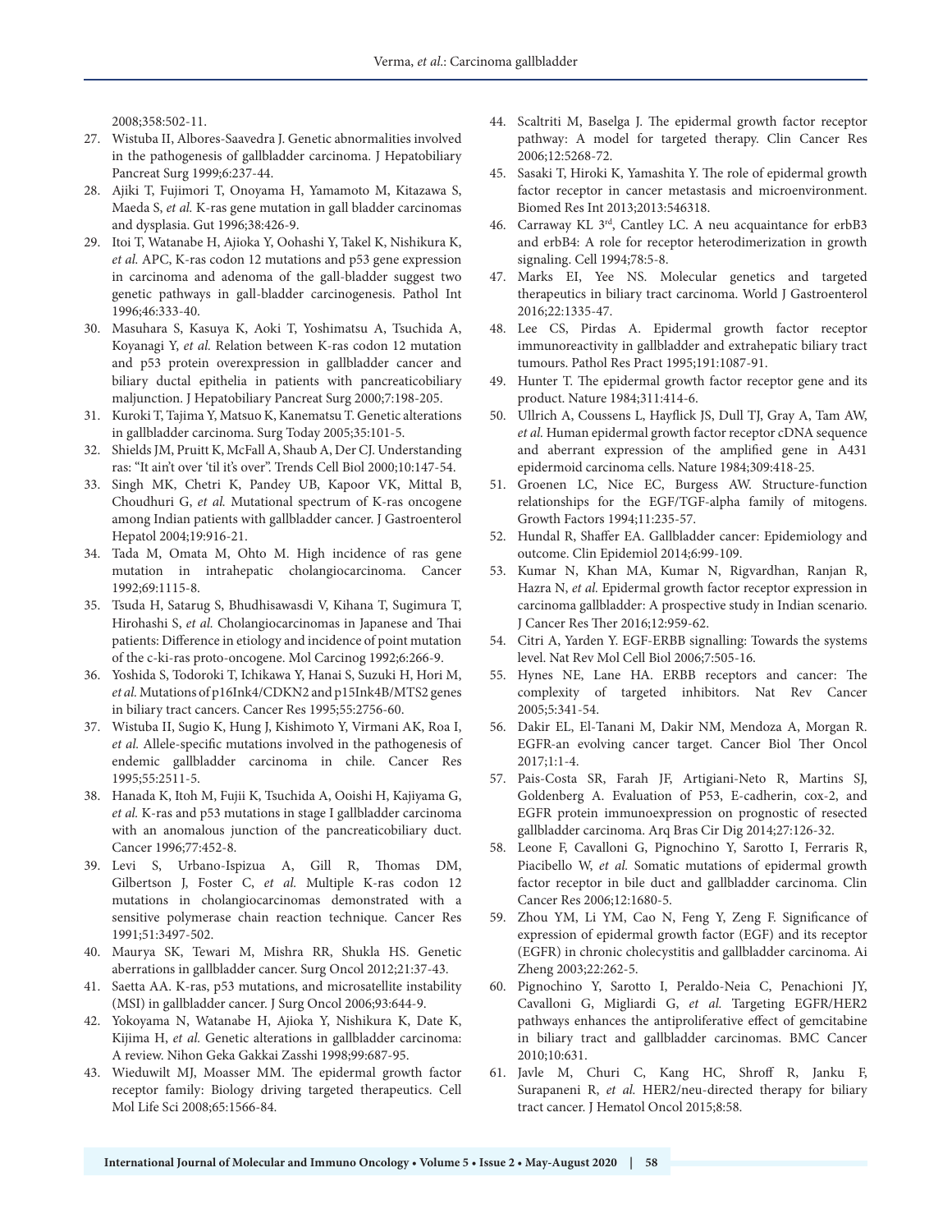2008;358:502-11.

27. Wistuba II, Albores-Saavedra J. Genetic abnormalities involved in the pathogenesis of gallbladder carcinoma. J Hepatobiliary Pancreat Surg 1999;6:237-44.
28. Ajiki T, Fujimori T, Onoyama H, Yamamoto M, Kitazawa S, Maeda S, *et al.* K-ras gene mutation in gall bladder carcinomas and dysplasia. Gut 1996;38:426-9.
29. Itoi T, Watanabe H, Ajioka Y, Oohashi Y, Takel K, Nishikura K, *et al.* APC, K-ras codon 12 mutations and p53 gene expression in carcinoma and adenoma of the gall-bladder suggest two genetic pathways in gall-bladder carcinogenesis. Pathol Int 1996;46:333-40.
30. Masuhara S, Kasuya K, Aoki T, Yoshimatsu A, Tsuchida A, Koyanagi Y, *et al.* Relation between K-ras codon 12 mutation and p53 protein overexpression in gallbladder cancer and biliary ductal epithelia in patients with pancreaticobiliary maljunction. J Hepatobiliary Pancreat Surg 2000;7:198-205.
31. Kuroki T, Tajima Y, Matsuo K, Kanematsu T. Genetic alterations in gallbladder carcinoma. Surg Today 2005;35:101-5.
32. Shields JM, Pruitt K, McFall A, Shaub A, Der CJ. Understanding ras: "It ain't over 'til it's over". Trends Cell Biol 2000;10:147-54.
33. Singh MK, Chetri K, Pandey UB, Kapoor VK, Mittal B, Choudhuri G, *et al.* Mutational spectrum of K-ras oncogene among Indian patients with gallbladder cancer. J Gastroenterol Hepatol 2004;19:916-21.
34. Tada M, Omata M, Ohto M. High incidence of ras gene mutation in intrahepatic cholangiocarcinoma. Cancer 1992;69:1115-8.
35. Tsuda H, Satarug S, Bhudhisawasdi V, Kihana T, Sugimura T, Hirohashi S, *et al.* Cholangiocarcinomas in Japanese and Thai patients: Difference in etiology and incidence of point mutation of the c-ki-ras proto-oncogene. Mol Carcinog 1992;6:266-9.
36. Yoshida S, Todoroki T, Ichikawa Y, Hanai S, Suzuki H, Hori M, *et al.* Mutations of p16Ink4/CDKN2 and p15Ink4B/MTS2 genes in biliary tract cancers. Cancer Res 1995;55:2756-60.
37. Wistuba II, Sugio K, Hung J, Kishimoto Y, Virmani AK, Roa I, *et al.* Allele-specific mutations involved in the pathogenesis of endemic gallbladder carcinoma in chile. Cancer Res 1995;55:2511-5.
38. Hanada K, Itoh M, Fujii K, Tsuchida A, Ooishi H, Kajiyama G, *et al.* K-ras and p53 mutations in stage I gallbladder carcinoma with an anomalous junction of the pancreaticobiliary duct. Cancer 1996;77:452-8.
39. Levi S, Urbano-Ispizua A, Gill R, Thomas DM, Gilbertson J, Foster C, *et al.* Multiple K-ras codon 12 mutations in cholangiocarcinomas demonstrated with a sensitive polymerase chain reaction technique. Cancer Res 1991;51:3497-502.
40. Maurya SK, Tewari M, Mishra RR, Shukla HS. Genetic aberrations in gallbladder cancer. Surg Oncol 2012;21:37-43.
41. Saetta AA. K-ras, p53 mutations, and microsatellite instability (MSI) in gallbladder cancer. J Surg Oncol 2006;93:644-9.
42. Yokoyama N, Watanabe H, Ajioka Y, Nishikura K, Date K, Kijima H, *et al.* Genetic alterations in gallbladder carcinoma: A review. Nihon Geka Gakkai Zasshi 1998;99:687-95.
43. Wieduwilt MJ, Moasser MM. The epidermal growth factor receptor family: Biology driving targeted therapeutics. Cell Mol Life Sci 2008;65:1566-84.
44. Scaltriti M, Baselga J. The epidermal growth factor receptor pathway: A model for targeted therapy. Clin Cancer Res 2006;12:5268-72.
45. Sasaki T, Hiroki K, Yamashita Y. The role of epidermal growth factor receptor in cancer metastasis and microenvironment. Biomed Res Int 2013;2013:546318.
46. Carraway KL 3rd, Cantley LC. A neu acquaintance for erbB3 and erbB4: A role for receptor heterodimerization in growth signaling. Cell 1994;78:5-8.
47. Marks EI, Yee NS. Molecular genetics and targeted therapeutics in biliary tract carcinoma. World J Gastroenterol 2016;22:1335-47.
48. Lee CS, Pirdas A. Epidermal growth factor receptor immunoreactivity in gallbladder and extrahepatic biliary tract tumours. Pathol Res Pract 1995;191:1087-91.
49. Hunter T. The epidermal growth factor receptor gene and its product. Nature 1984;311:414-6.
50. Ullrich A, Coussens L, Hayflick JS, Dull TJ, Gray A, Tam AW, *et al.* Human epidermal growth factor receptor cDNA sequence and aberrant expression of the amplified gene in A431 epidermoid carcinoma cells. Nature 1984;309:418-25.
51. Groenen LC, Nice EC, Burgess AW. Structure-function relationships for the EGF/TGF-alpha family of mitogens. Growth Factors 1994;11:235-57.
52. Hundal R, Shaffer EA. Gallbladder cancer: Epidemiology and outcome. Clin Epidemiol 2014;6:99-109.
53. Kumar N, Khan MA, Kumar N, Rigvardhan, Ranjan R, Hazra N, *et al.* Epidermal growth factor receptor expression in carcinoma gallbladder: A prospective study in Indian scenario. J Cancer Res Ther 2016;12:959-62.
54. Citri A, Yarden Y. EGF-ERBB signalling: Towards the systems level. Nat Rev Mol Cell Biol 2006;7:505-16.
55. Hynes NE, Lane HA. ERBB receptors and cancer: The complexity of targeted inhibitors. Nat Rev Cancer 2005;5:341-54.
56. Dakir EL, El-Tanani M, Dakir NM, Mendoza A, Morgan R. EGFR-an evolving cancer target. Cancer Biol Ther Oncol 2017;1:1-4.
57. Pais-Costa SR, Farah JF, Artigiani-Neto R, Martins SJ, Goldenberg A. Evaluation of P53, E-cadherin, cox-2, and EGFR protein immunoexpression on prognostic of resected gallbladder carcinoma. Arq Bras Cir Dig 2014;27:126-32.
58. Leone F, Cavalloni G, Pignochino Y, Sarotto I, Ferraris R, Piacibello W, *et al.* Somatic mutations of epidermal growth factor receptor in bile duct and gallbladder carcinoma. Clin Cancer Res 2006;12:1680-5.
59. Zhou YM, Li YM, Cao N, Feng Y, Zeng F. Significance of expression of epidermal growth factor (EGF) and its receptor (EGFR) in chronic cholecystitis and gallbladder carcinoma. Ai Zheng 2003;22:262-5.
60. Pignochino Y, Sarotto I, Peraldo-Neia C, Penachioni JY, Cavalloni G, Migliardi G, *et al.* Targeting EGFR/HER2 pathways enhances the antiproliferative effect of gemcitabine in biliary tract and gallbladder carcinomas. BMC Cancer 2010;10:631.
61. Javle M, Churi C, Kang HC, Shroff R, Janku F, Surapaneni R, *et al.* HER2/neu-directed therapy for biliary tract cancer. J Hematol Oncol 2015;8:58.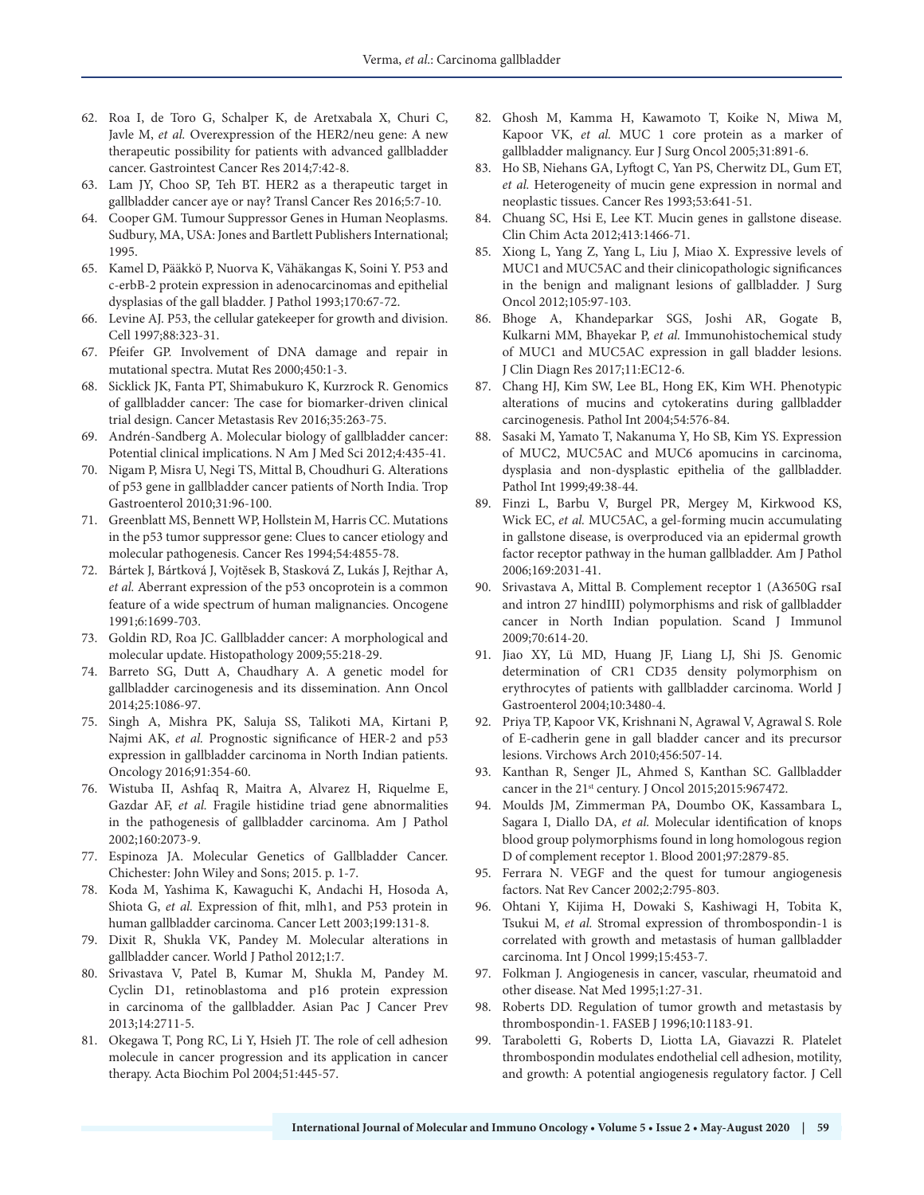62. Roa I, de Toro G, Schalper K, de Aretxabala X, Churi C, Javle M, *et al.* Overexpression of the HER2/neu gene: A new therapeutic possibility for patients with advanced gallbladder cancer. Gastrointest Cancer Res 2014;7:42-8.
63. Lam JY, Choo SP, Teh BT. HER2 as a therapeutic target in gallbladder cancer aye or nay? Transl Cancer Res 2016;5:7-10.
64. Cooper GM. Tumour Suppressor Genes in Human Neoplasms. Sudbury, MA, USA: Jones and Bartlett Publishers International; 1995.
65. Kamel D, Pääkkö P, Nuorva K, Vähäkangas K, Soini Y. P53 and c-erbB-2 protein expression in adenocarcinomas and epithelial dysplasias of the gall bladder. J Pathol 1993;170:67-72.
66. Levine AJ. P53, the cellular gatekeeper for growth and division. Cell 1997;88:323-31.
67. Pfeifer GP. Involvement of DNA damage and repair in mutational spectra. Mutat Res 2000;450:1-3.
68. Sicklick JK, Fanta PT, Shimabukuro K, Kurzrock R. Genomics of gallbladder cancer: The case for biomarker-driven clinical trial design. Cancer Metastasis Rev 2016;35:263-75.
69. Andrén-Sandberg A. Molecular biology of gallbladder cancer: Potential clinical implications. N Am J Med Sci 2012;4:435-41.
70. Nigam P, Misra U, Negi TS, Mittal B, Choudhuri G. Alterations of p53 gene in gallbladder cancer patients of North India. Trop Gastroenterol 2010;31:96-100.
71. Greenblatt MS, Bennett WP, Hollstein M, Harris CC. Mutations in the p53 tumor suppressor gene: Clues to cancer etiology and molecular pathogenesis. Cancer Res 1994;54:4855-78.
72. Bártek J, Bártková J, Vojtěsek B, Stasková Z, Lukás J, Rejthar A, *et al.* Aberrant expression of the p53 oncoprotein is a common feature of a wide spectrum of human malignancies. Oncogene 1991;6:1699-703.
73. Goldin RD, Roa JC. Gallbladder cancer: A morphological and molecular update. Histopathology 2009;55:218-29.
74. Barreto SG, Dutt A, Chaudhary A. A genetic model for gallbladder carcinogenesis and its dissemination. Ann Oncol 2014;25:1086-97.
75. Singh A, Mishra PK, Saluja SS, Talikoti MA, Kirtani P, Najmi AK, *et al.* Prognostic significance of HER-2 and p53 expression in gallbladder carcinoma in North Indian patients. Oncology 2016;91:354-60.
76. Wistuba II, Ashfaq R, Maitra A, Alvarez H, Riquelme E, Gazdar AF, *et al.* Fragile histidine triad gene abnormalities in the pathogenesis of gallbladder carcinoma. Am J Pathol 2002;160:2073-9.
77. Espinoza JA. Molecular Genetics of Gallbladder Cancer. Chichester: John Wiley and Sons; 2015. p. 1-7.
78. Koda M, Yashima K, Kawaguchi K, Andachi H, Hosoda A, Shiota G, *et al.* Expression of fhit, mlh1, and P53 protein in human gallbladder carcinoma. Cancer Lett 2003;199:131-8.
79. Dixit R, Shukla VK, Pandey M. Molecular alterations in gallbladder cancer. World J Pathol 2012;1:7.
80. Srivastava V, Patel B, Kumar M, Shukla M, Pandey M. Cyclin D1, retinoblastoma and p16 protein expression in carcinoma of the gallbladder. Asian Pac J Cancer Prev 2013;14:2711-5.
81. Okegawa T, Pong RC, Li Y, Hsieh JT. The role of cell adhesion molecule in cancer progression and its application in cancer therapy. Acta Biochim Pol 2004;51:445-57.
82. Ghosh M, Kamma H, Kawamoto T, Koike N, Miwa M, Kapoor VK, *et al.* MUC 1 core protein as a marker of gallbladder malignancy. Eur J Surg Oncol 2005;31:891-6.
83. Ho SB, Niehans GA, Lyftogt C, Yan PS, Cherwitz DL, Gum ET, *et al.* Heterogeneity of mucin gene expression in normal and neoplastic tissues. Cancer Res 1993;53:641-51.
84. Chuang SC, Hsi E, Lee KT. Mucin genes in gallstone disease. Clin Chim Acta 2012;413:1466-71.
85. Xiong L, Yang Z, Yang L, Liu J, Miao X. Expressive levels of MUC1 and MUC5AC and their clinicopathologic significances in the benign and malignant lesions of gallbladder. J Surg Oncol 2012;105:97-103.
86. Bhoge A, Khandeparkar SGS, Joshi AR, Gogate B, Kulkarni MM, Bhayekar P, *et al.* Immunohistochemical study of MUC1 and MUC5AC expression in gall bladder lesions. J Clin Diagn Res 2017;11:EC12-6.
87. Chang HJ, Kim SW, Lee BL, Hong EK, Kim WH. Phenotypic alterations of mucins and cytokeratins during gallbladder carcinogenesis. Pathol Int 2004;54:576-84.
88. Sasaki M, Yamato T, Nakanuma Y, Ho SB, Kim YS. Expression of MUC2, MUC5AC and MUC6 apomucins in carcinoma, dysplasia and non-dysplastic epithelia of the gallbladder. Pathol Int 1999;49:38-44.
89. Finzi L, Barbu V, Burgel PR, Mergey M, Kirkwood KS, Wick EC, *et al.* MUC5AC, a gel-forming mucin accumulating in gallstone disease, is overproduced via an epidermal growth factor receptor pathway in the human gallbladder. Am J Pathol 2006;169:2031-41.
90. Srivastava A, Mittal B. Complement receptor 1 (A3650G rsaI and intron 27 hindIII) polymorphisms and risk of gallbladder cancer in North Indian population. Scand J Immunol 2009;70:614-20.
91. Jiao XY, Lü MD, Huang JF, Liang LJ, Shi JS. Genomic determination of CR1 CD35 density polymorphism on erythrocytes of patients with gallbladder carcinoma. World J Gastroenterol 2004;10:3480-4.
92. Priya TP, Kapoor VK, Krishnani N, Agrawal V, Agrawal S. Role of E-cadherin gene in gall bladder cancer and its precursor lesions. Virchows Arch 2010;456:507-14.
93. Kanthan R, Senger JL, Ahmed S, Kanthan SC. Gallbladder cancer in the 21st century. J Oncol 2015;2015:967472.
94. Moulds JM, Zimmerman PA, Doumbo OK, Kassambara L, Sagara I, Diallo DA, *et al.* Molecular identification of knops blood group polymorphisms found in long homologous region D of complement receptor 1. Blood 2001;97:2879-85.
95. Ferrara N. VEGF and the quest for tumour angiogenesis factors. Nat Rev Cancer 2002;2:795-803.
96. Ohtani Y, Kijima H, Dowaki S, Kashiwagi H, Tobita K, Tsukui M, *et al.* Stromal expression of thrombospondin-1 is correlated with growth and metastasis of human gallbladder carcinoma. Int J Oncol 1999;15:453-7.
97. Folkman J. Angiogenesis in cancer, vascular, rheumatoid and other disease. Nat Med 1995;1:27-31.
98. Roberts DD. Regulation of tumor growth and metastasis by thrombospondin-1. FASEB J 1996;10:1183-91.
99. Taraboletti G, Roberts D, Liotta LA, Giavazzi R. Platelet thrombospondin modulates endothelial cell adhesion, motility, and growth: A potential angiogenesis regulatory factor. J Cell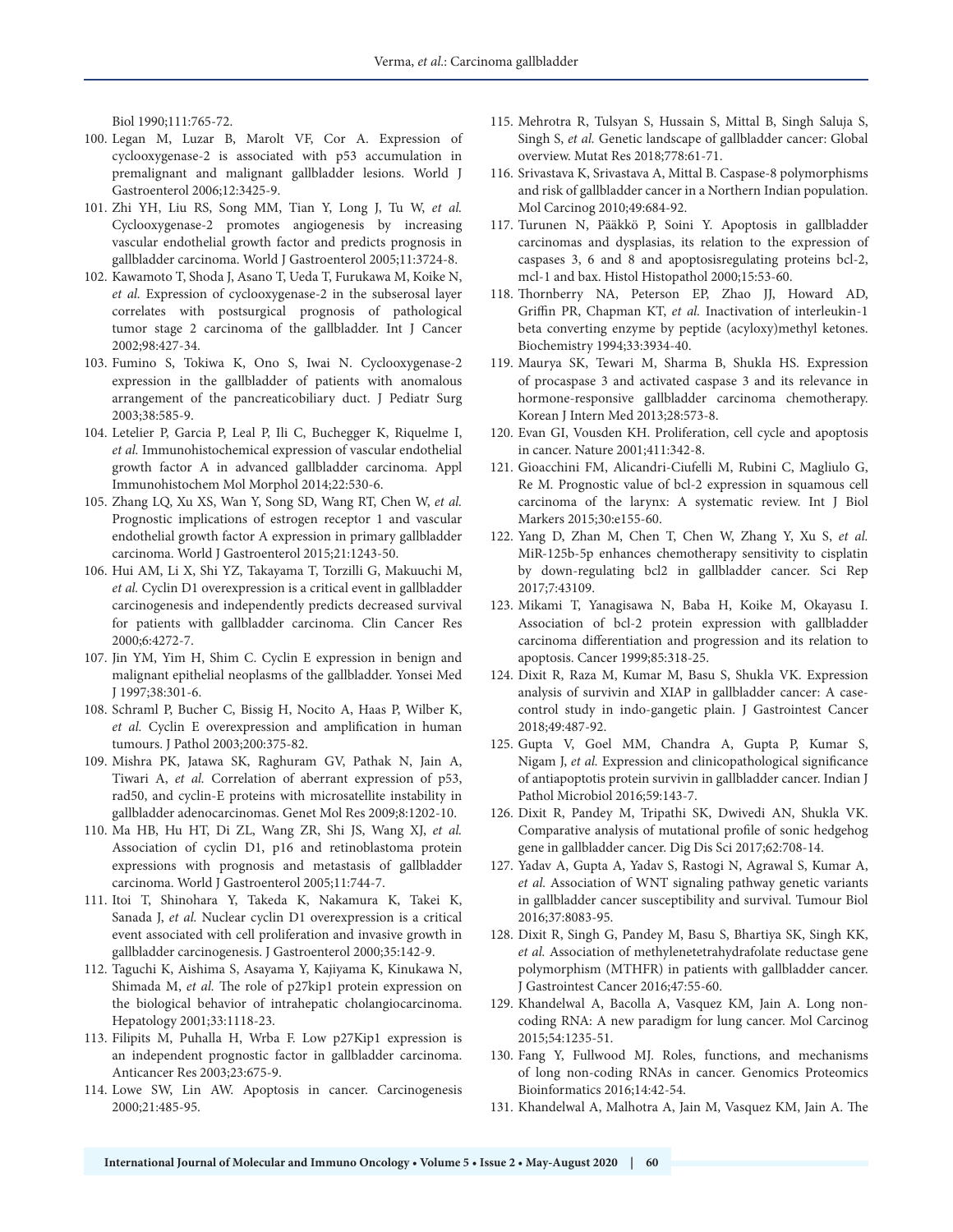Biol 1990;111:765-72.

100. Legan M, Luzar B, Marolt VF, Cor A. Expression of cyclooxygenase-2 is associated with p53 accumulation in premalignant and malignant gallbladder lesions. World J Gastroenterol 2006;12:3425-9.
101. Zhi YH, Liu RS, Song MM, Tian Y, Long J, Tu W, *et al.* Cyclooxygenase-2 promotes angiogenesis by increasing vascular endothelial growth factor and predicts prognosis in gallbladder carcinoma. World J Gastroenterol 2005;11:3724-8.
102. Kawamoto T, Shoda J, Asano T, Ueda T, Furukawa M, Koike N, *et al.* Expression of cyclooxygenase-2 in the subserosal layer correlates with postsurgical prognosis of pathological tumor stage 2 carcinoma of the gallbladder. Int J Cancer 2002;98:427-34.
103. Fumino S, Tokiwa K, Ono S, Iwai N. Cyclooxygenase-2 expression in the gallbladder of patients with anomalous arrangement of the pancreaticobiliary duct. J Pediatr Surg 2003;38:585-9.
104. Letelier P, Garcia P, Leal P, Ili C, Buchegger K, Riquelme I, *et al.* Immunohistochemical expression of vascular endothelial growth factor A in advanced gallbladder carcinoma. Appl Immunohistochem Mol Morphol 2014;22:530-6.
105. Zhang LQ, Xu XS, Wan Y, Song SD, Wang RT, Chen W, *et al.* Prognostic implications of estrogen receptor 1 and vascular endothelial growth factor A expression in primary gallbladder carcinoma. World J Gastroenterol 2015;21:1243-50.
106. Hui AM, Li X, Shi YZ, Takayama T, Torzilli G, Makuuchi M, *et al.* Cyclin D1 overexpression is a critical event in gallbladder carcinogenesis and independently predicts decreased survival for patients with gallbladder carcinoma. Clin Cancer Res 2000;6:4272-7.
107. Jin YM, Yim H, Shim C. Cyclin E expression in benign and malignant epithelial neoplasms of the gallbladder. Yonsei Med J 1997;38:301-6.
108. Schraml P, Bucher C, Bissig H, Nocito A, Haas P, Wilber K, *et al.* Cyclin E overexpression and amplification in human tumours. J Pathol 2003;200:375-82.
109. Mishra PK, Jatawa SK, Raghuram GV, Pathak N, Jain A, Tiwari A, *et al.* Correlation of aberrant expression of p53, rad50, and cyclin-E proteins with microsatellite instability in gallbladder adenocarcinomas. Genet Mol Res 2009;8:1202-10.
110. Ma HB, Hu HT, Di ZL, Wang ZR, Shi JS, Wang XJ, *et al.* Association of cyclin D1, p16 and retinoblastoma protein expressions with prognosis and metastasis of gallbladder carcinoma. World J Gastroenterol 2005;11:744-7.
111. Itoi T, Shinohara Y, Takeda K, Nakamura K, Takei K, Sanada J, *et al.* Nuclear cyclin D1 overexpression is a critical event associated with cell proliferation and invasive growth in gallbladder carcinogenesis. J Gastroenterol 2000;35:142-9.
112. Taguchi K, Aishima S, Asayama Y, Kajiyama K, Kinukawa N, Shimada M, *et al.* The role of p27kip1 protein expression on the biological behavior of intrahepatic cholangiocarcinoma. Hepatology 2001;33:1118-23.
113. Filipits M, Puhalla H, Wrba F. Low p27Kip1 expression is an independent prognostic factor in gallbladder carcinoma. Anticancer Res 2003;23:675-9.
114. Lowe SW, Lin AW. Apoptosis in cancer. Carcinogenesis 2000;21:485-95.
115. Mehrotra R, Tulsyan S, Hussain S, Mittal B, Singh Saluja S, Singh S, *et al.* Genetic landscape of gallbladder cancer: Global overview. Mutat Res 2018;778:61-71.
116. Srivastava K, Srivastava A, Mittal B. Caspase-8 polymorphisms and risk of gallbladder cancer in a Northern Indian population. Mol Carcinog 2010;49:684-92.
117. Turunen N, Pääkkö P, Soini Y. Apoptosis in gallbladder carcinomas and dysplasias, its relation to the expression of caspases 3, 6 and 8 and apoptosisregulating proteins bcl-2, mcl-1 and bax. Histol Histopathol 2000;15:53-60.
118. Thornberry NA, Peterson EP, Zhao JJ, Howard AD, Griffin PR, Chapman KT, *et al.* Inactivation of interleukin-1 beta converting enzyme by peptide (acyloxy)methyl ketones. Biochemistry 1994;33:3934-40.
119. Maurya SK, Tewari M, Sharma B, Shukla HS. Expression of procaspase 3 and activated caspase 3 and its relevance in hormone-responsive gallbladder carcinoma chemotherapy. Korean J Intern Med 2013;28:573-8.
120. Evan GI, Vousden KH. Proliferation, cell cycle and apoptosis in cancer. Nature 2001;411:342-8.
121. Gioacchini FM, Alicandri-Ciufelli M, Rubini C, Magliulo G, Re M. Prognostic value of bcl-2 expression in squamous cell carcinoma of the larynx: A systematic review. Int J Biol Markers 2015;30:e155-60.
122. Yang D, Zhan M, Chen T, Chen W, Zhang Y, Xu S, *et al.* MiR-125b-5p enhances chemotherapy sensitivity to cisplatin by down-regulating bcl2 in gallbladder cancer. Sci Rep 2017;7:43109.
123. Mikami T, Yanagisawa N, Baba H, Koike M, Okayasu I. Association of bcl-2 protein expression with gallbladder carcinoma differentiation and progression and its relation to apoptosis. Cancer 1999;85:318-25.
124. Dixit R, Raza M, Kumar M, Basu S, Shukla VK. Expression analysis of survivin and XIAP in gallbladder cancer: A case-control study in indo-gangetic plain. J Gastrointest Cancer 2018;49:487-92.
125. Gupta V, Goel MM, Chandra A, Gupta P, Kumar S, Nigam J, *et al.* Expression and clinicopathological significance of antiapoptotis protein survivin in gallbladder cancer. Indian J Pathol Microbiol 2016;59:143-7.
126. Dixit R, Pandey M, Tripathi SK, Dwivedi AN, Shukla VK. Comparative analysis of mutational profile of sonic hedgehog gene in gallbladder cancer. Dig Dis Sci 2017;62:708-14.
127. Yadav A, Gupta A, Yadav S, Rastogi N, Agrawal S, Kumar A, *et al.* Association of WNT signaling pathway genetic variants in gallbladder cancer susceptibility and survival. Tumour Biol 2016;37:8083-95.
128. Dixit R, Singh G, Pandey M, Basu S, Bhartiya SK, Singh KK, *et al.* Association of methylenetetrahydrafolate reductase gene polymorphism (MTHFR) in patients with gallbladder cancer. J Gastrointest Cancer 2016;47:55-60.
129. Khandelwal A, Bacolla A, Vasquez KM, Jain A. Long non-coding RNA: A new paradigm for lung cancer. Mol Carcinog 2015;54:1235-51.
130. Fang Y, Fullwood MJ. Roles, functions, and mechanisms of long non-coding RNAs in cancer. Genomics Proteomics Bioinformatics 2016;14:42-54.
131. Khandelwal A, Malhotra A, Jain M, Vasquez KM, Jain A. The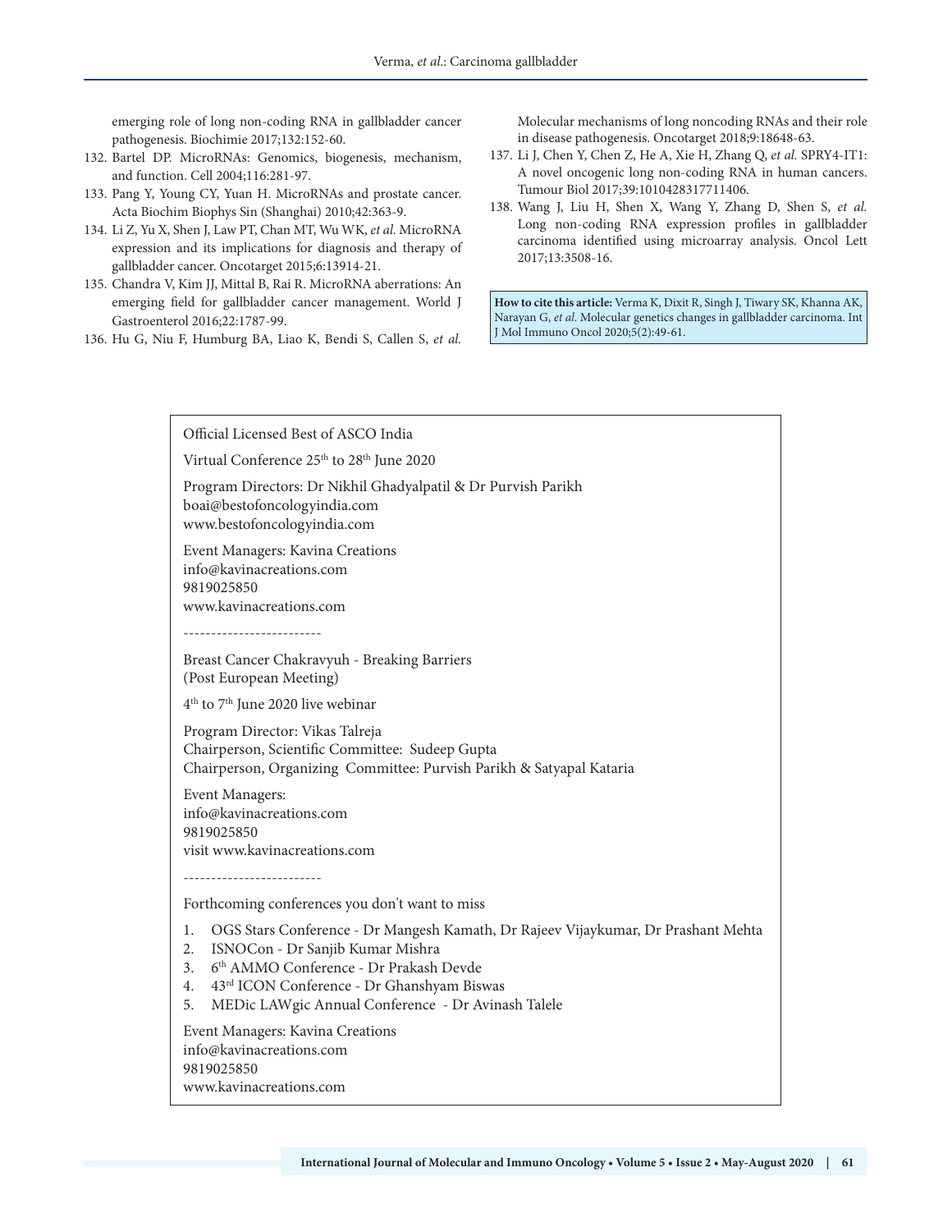emerging role of long non-coding RNA in gallbladder cancer pathogenesis. Biochimie 2017;132:152-60.

132. Bartel DP. MicroRNAs: Genomics, biogenesis, mechanism, and function. Cell 2004;116:281-97.
133. Pang Y, Young CY, Yuan H. MicroRNAs and prostate cancer. Acta Biochim Biophys Sin (Shanghai) 2010;42:363-9.
134. Li Z, Yu X, Shen J, Law PT, Chan MT, Wu WK, *et al.* MicroRNA expression and its implications for diagnosis and therapy of gallbladder cancer. Oncotarget 2015;6:13914-21.
135. Chandra V, Kim JJ, Mittal B, Rai R. MicroRNA aberrations: An emerging field for gallbladder cancer management. World J Gastroenterol 2016;22:1787-99.
136. Hu G, Niu F, Humburg BA, Liao K, Bendi S, Callen S, *et al.* Molecular mechanisms of long noncoding RNAs and their role in disease pathogenesis. Oncotarget 2018;9:18648-63.
137. Li J, Chen Y, Chen Z, He A, Xie H, Zhang Q, *et al.* SPRY4-IT1: A novel oncogenic long non-coding RNA in human cancers. Tumour Biol 2017;39:1010428317711406.
138. Wang J, Liu H, Shen X, Wang Y, Zhang D, Shen S, *et al.* Long non-coding RNA expression profiles in gallbladder carcinoma identified using microarray analysis. Oncol Lett 2017;13:3508-16.

**How to cite this article:** Verma K, Dixit R, Singh J, Tiwary SK, Khanna AK, Narayan G, *et al.* Molecular genetics changes in gallbladder carcinoma. Int J Mol Immuno Oncol 2020;5(2):49-61.

Official Licensed Best of ASCO India

Virtual Conference 25th to 28th June 2020

Program Directors: Dr Nikhil Ghadyalpatil & Dr Purvish Parikh
boai@bestofoncologyindia.com
www.bestofoncologyindia.com

Event Managers: Kavina Creations
info@kavinacreations.com
9819025850
www.kavinacreations.com

-------------------------

Breast Cancer Chakravyuh - Breaking Barriers
(Post European Meeting)

4th to 7th June 2020 live webinar

Program Director: Vikas Talreja
Chairperson, Scientific Committee: Sudeep Gupta
Chairperson, Organizing Committee: Purvish Parikh & Satyapal Kataria

Event Managers:
info@kavinacreations.com
9819025850
visit www.kavinacreations.com

-------------------------

Forthcoming conferences you don't want to miss

1. OGS Stars Conference - Dr Mangesh Kamath, Dr Rajeev Vijaykumar, Dr Prashant Mehta
2. ISNOCon - Dr Sanjib Kumar Mishra
3. 6th AMMO Conference - Dr Prakash Devde
4. 43rd ICON Conference - Dr Ghanshyam Biswas
5. MEDic LAWgic Annual Conference - Dr Avinash Talele

Event Managers: Kavina Creations
info@kavinacreations.com
9819025850
www.kavinacreations.com